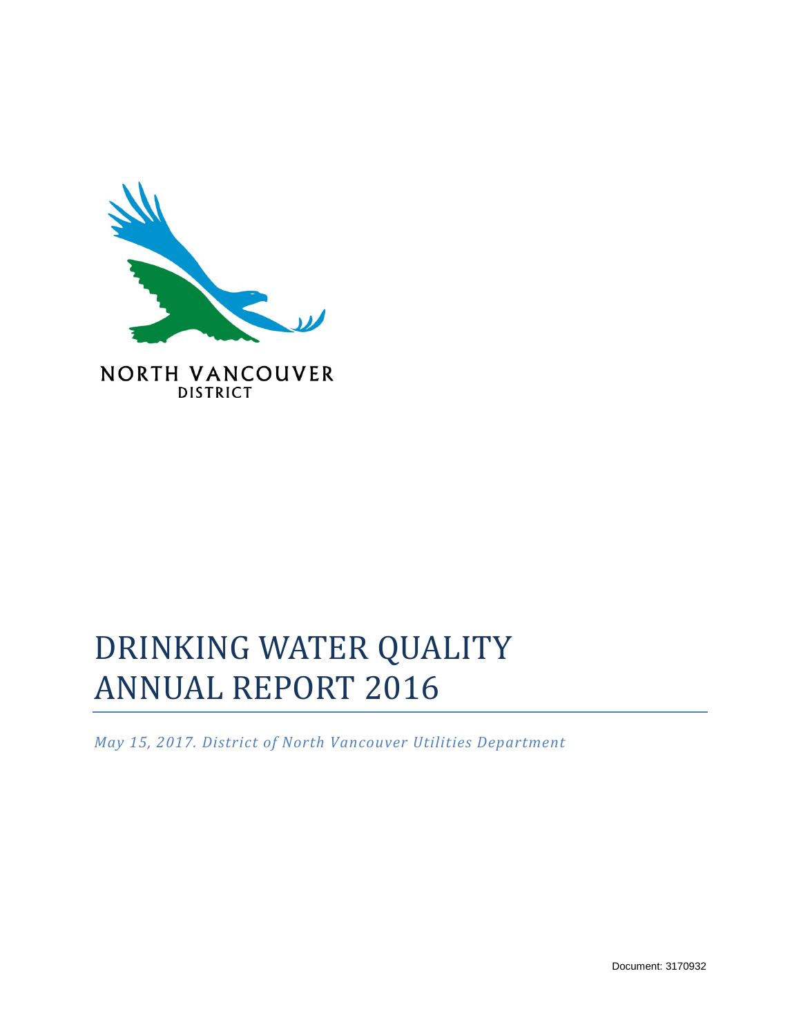NORTH VANCOUVER
DISTRICT

# DRINKING WATER QUALITY ANNUAL REPORT 2016

*May 15, 2017. District of North Vancouver Utilities Department*

Document: 3170932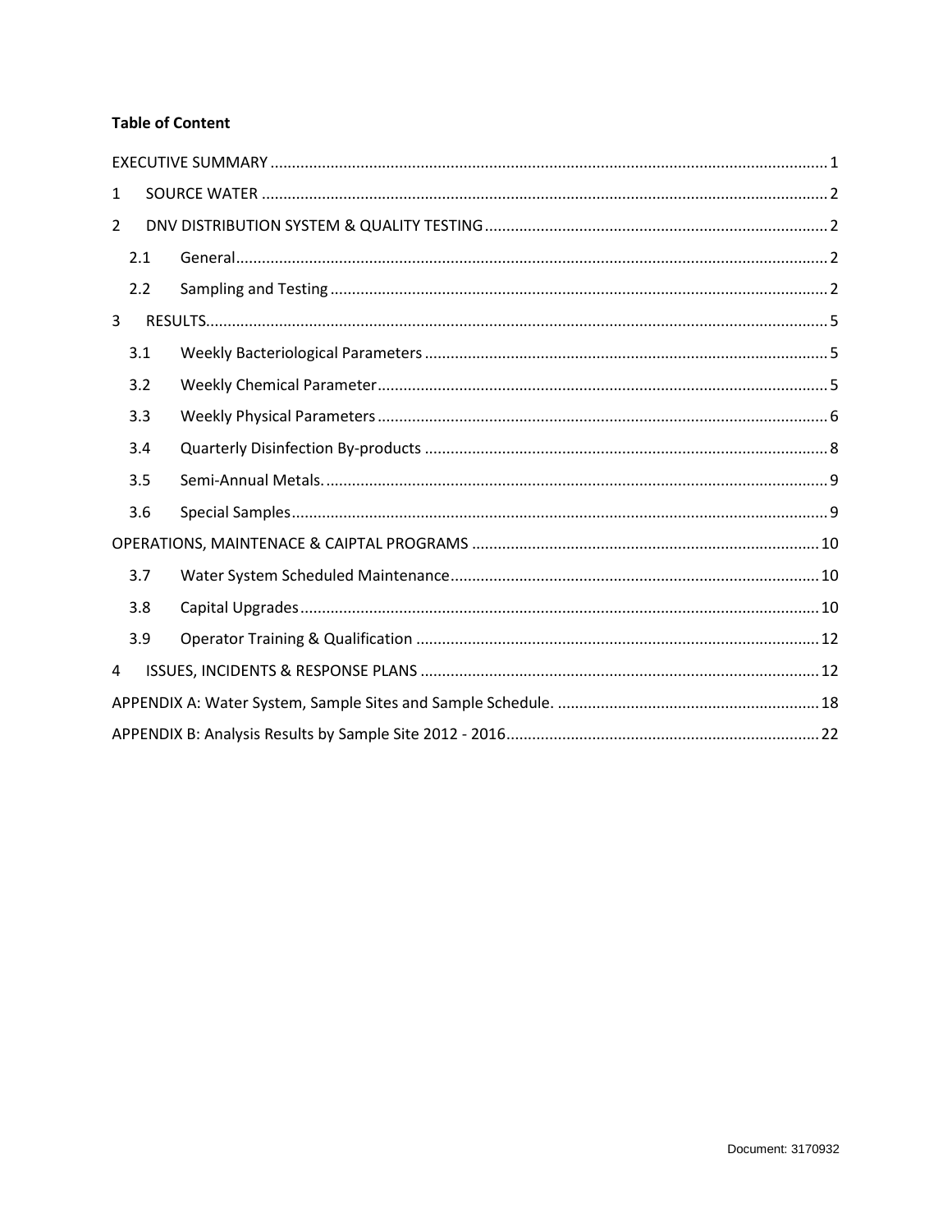**Table of Content**

EXECUTIVE SUMMARY ........ 1

1 SOURCE WATER ........ 2

2 DNV DISTRIBUTION SYSTEM & QUALITY TESTING ........ 2

- 2.1 General ........ 2
- 2.2 Sampling and Testing ........ 2

3 RESULTS ........ 5

- 3.1 Weekly Bacteriological Parameters ........ 5
- 3.2 Weekly Chemical Parameter ........ 5
- 3.3 Weekly Physical Parameters ........ 6
- 3.4 Quarterly Disinfection By-products ........ 8
- 3.5 Semi-Annual Metals. ........ 9
- 3.6 Special Samples ........ 9

OPERATIONS, MAINTENACE & CAIPTAL PROGRAMS ........ 10

- 3.7 Water System Scheduled Maintenance ........ 10
- 3.8 Capital Upgrades ........ 10
- 3.9 Operator Training & Qualification ........ 12

4 ISSUES, INCIDENTS & RESPONSE PLANS ........ 12

APPENDIX A: Water System, Sample Sites and Sample Schedule. ........ 18

APPENDIX B: Analysis Results by Sample Site 2012 - 2016 ........ 22

Document: 3170932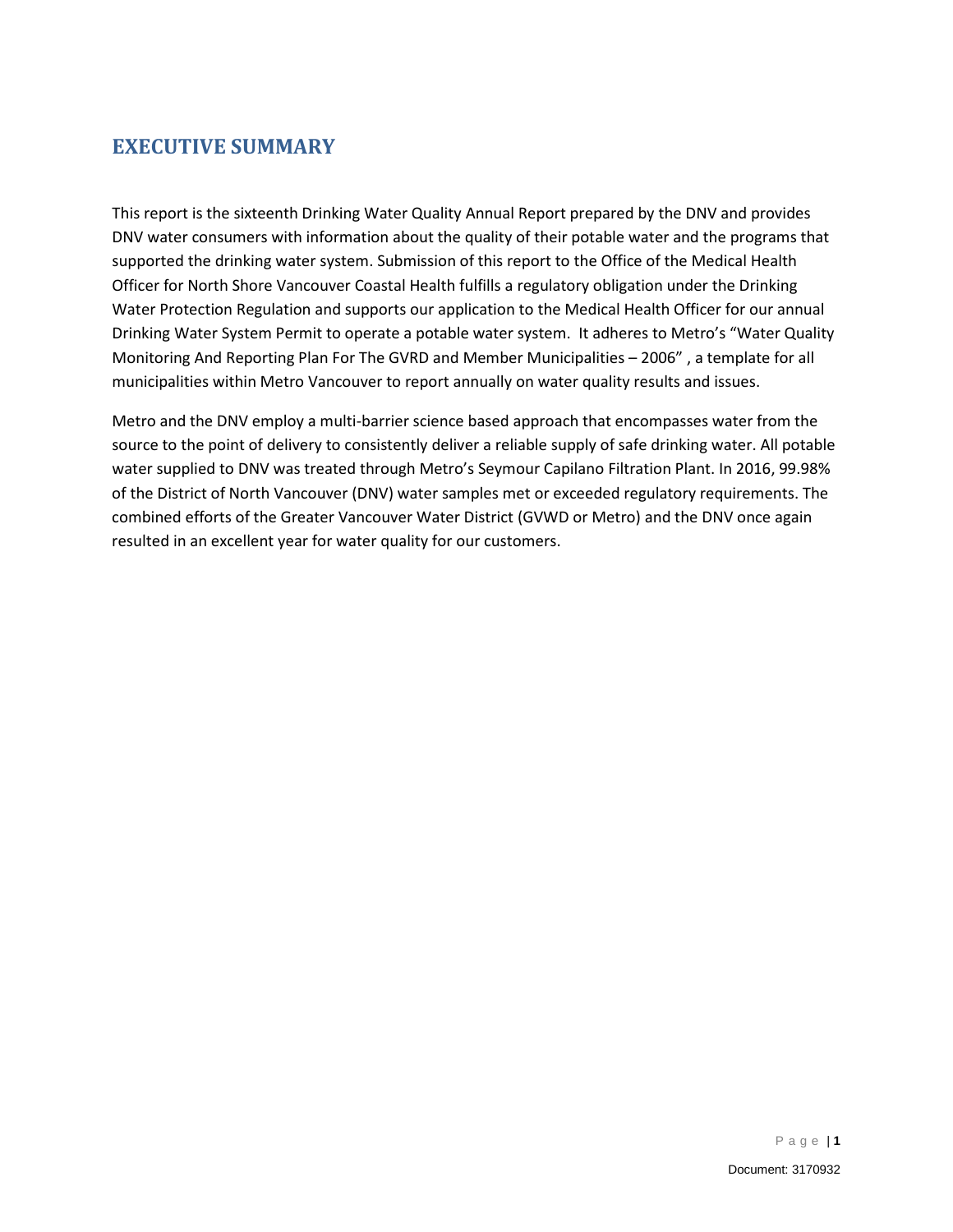# EXECUTIVE SUMMARY

This report is the sixteenth Drinking Water Quality Annual Report prepared by the DNV and provides DNV water consumers with information about the quality of their potable water and the programs that supported the drinking water system. Submission of this report to the Office of the Medical Health Officer for North Shore Vancouver Coastal Health fulfills a regulatory obligation under the Drinking Water Protection Regulation and supports our application to the Medical Health Officer for our annual Drinking Water System Permit to operate a potable water system. It adheres to Metro's "Water Quality Monitoring And Reporting Plan For The GVRD and Member Municipalities – 2006" , a template for all municipalities within Metro Vancouver to report annually on water quality results and issues.

Metro and the DNV employ a multi-barrier science based approach that encompasses water from the source to the point of delivery to consistently deliver a reliable supply of safe drinking water. All potable water supplied to DNV was treated through Metro's Seymour Capilano Filtration Plant. In 2016, 99.98% of the District of North Vancouver (DNV) water samples met or exceeded regulatory requirements. The combined efforts of the Greater Vancouver Water District (GVWD or Metro) and the DNV once again resulted in an excellent year for water quality for our customers.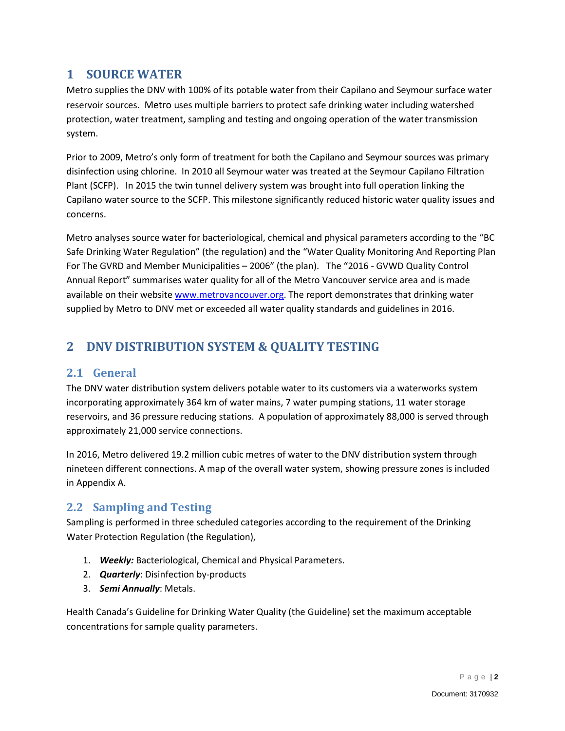# 1 SOURCE WATER

Metro supplies the DNV with 100% of its potable water from their Capilano and Seymour surface water reservoir sources. Metro uses multiple barriers to protect safe drinking water including watershed protection, water treatment, sampling and testing and ongoing operation of the water transmission system.

Prior to 2009, Metro's only form of treatment for both the Capilano and Seymour sources was primary disinfection using chlorine. In 2010 all Seymour water was treated at the Seymour Capilano Filtration Plant (SCFP). In 2015 the twin tunnel delivery system was brought into full operation linking the Capilano water source to the SCFP. This milestone significantly reduced historic water quality issues and concerns.

Metro analyses source water for bacteriological, chemical and physical parameters according to the "BC Safe Drinking Water Regulation" (the regulation) and the "Water Quality Monitoring And Reporting Plan For The GVRD and Member Municipalities – 2006" (the plan). The "2016 - GVWD Quality Control Annual Report" summarises water quality for all of the Metro Vancouver service area and is made available on their website www.metrovancouver.org. The report demonstrates that drinking water supplied by Metro to DNV met or exceeded all water quality standards and guidelines in 2016.

# 2 DNV DISTRIBUTION SYSTEM & QUALITY TESTING

## 2.1 General

The DNV water distribution system delivers potable water to its customers via a waterworks system incorporating approximately 364 km of water mains, 7 water pumping stations, 11 water storage reservoirs, and 36 pressure reducing stations. A population of approximately 88,000 is served through approximately 21,000 service connections.

In 2016, Metro delivered 19.2 million cubic metres of water to the DNV distribution system through nineteen different connections. A map of the overall water system, showing pressure zones is included in Appendix A.

## 2.2 Sampling and Testing

Sampling is performed in three scheduled categories according to the requirement of the Drinking Water Protection Regulation (the Regulation),

1. ***Weekly:*** Bacteriological, Chemical and Physical Parameters.
2. ***Quarterly***: Disinfection by-products
3. ***Semi Annually***: Metals.

Health Canada's Guideline for Drinking Water Quality (the Guideline) set the maximum acceptable concentrations for sample quality parameters.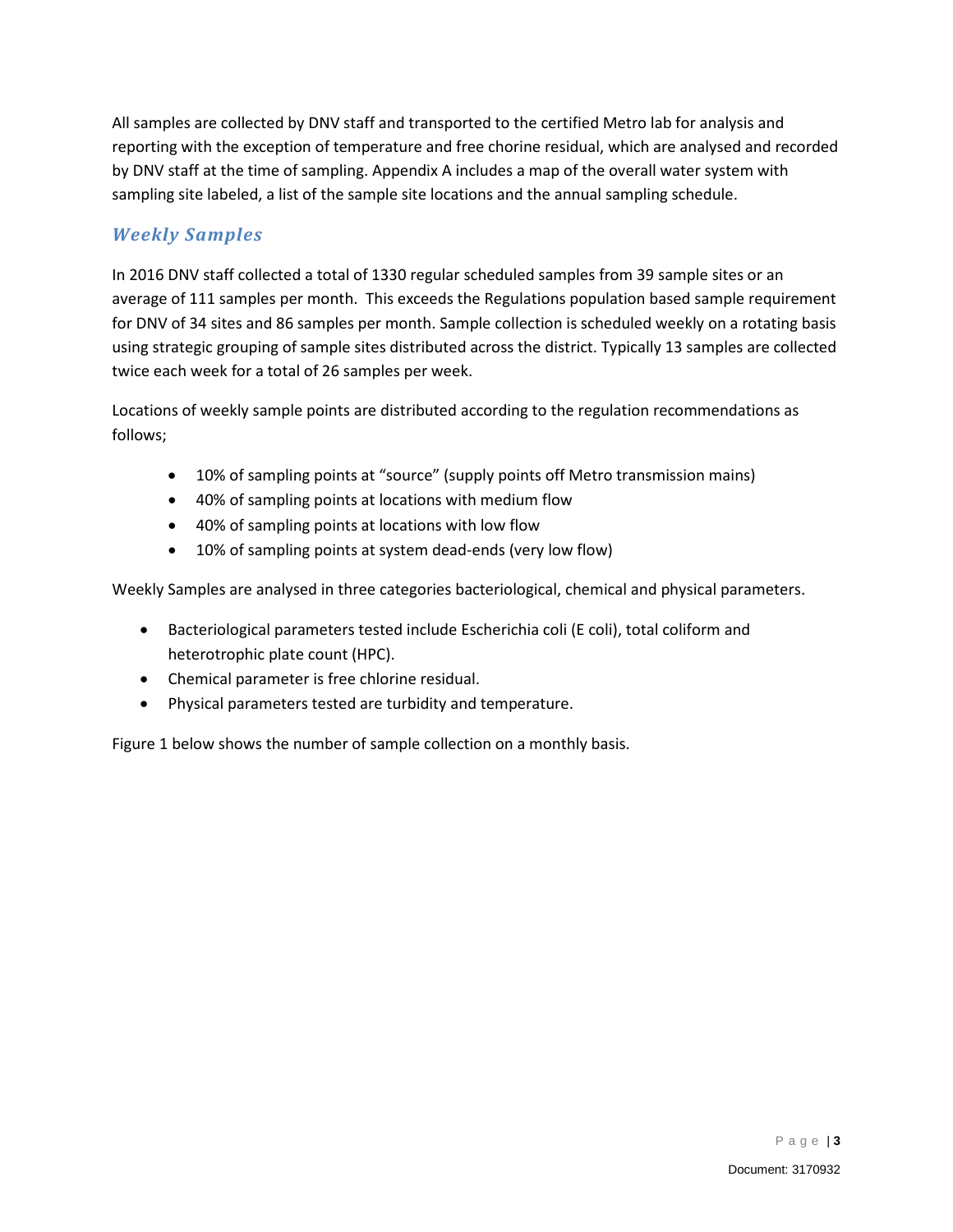All samples are collected by DNV staff and transported to the certified Metro lab for analysis and reporting with the exception of temperature and free chorine residual, which are analysed and recorded by DNV staff at the time of sampling. Appendix A includes a map of the overall water system with sampling site labeled, a list of the sample site locations and the annual sampling schedule.

## *Weekly Samples*

In 2016 DNV staff collected a total of 1330 regular scheduled samples from 39 sample sites or an average of 111 samples per month. This exceeds the Regulations population based sample requirement for DNV of 34 sites and 86 samples per month. Sample collection is scheduled weekly on a rotating basis using strategic grouping of sample sites distributed across the district. Typically 13 samples are collected twice each week for a total of 26 samples per week.

Locations of weekly sample points are distributed according to the regulation recommendations as follows;

- 10% of sampling points at "source" (supply points off Metro transmission mains)
- 40% of sampling points at locations with medium flow
- 40% of sampling points at locations with low flow
- 10% of sampling points at system dead-ends (very low flow)

Weekly Samples are analysed in three categories bacteriological, chemical and physical parameters.

- Bacteriological parameters tested include Escherichia coli (E coli), total coliform and heterotrophic plate count (HPC).
- Chemical parameter is free chlorine residual.
- Physical parameters tested are turbidity and temperature.

Figure 1 below shows the number of sample collection on a monthly basis.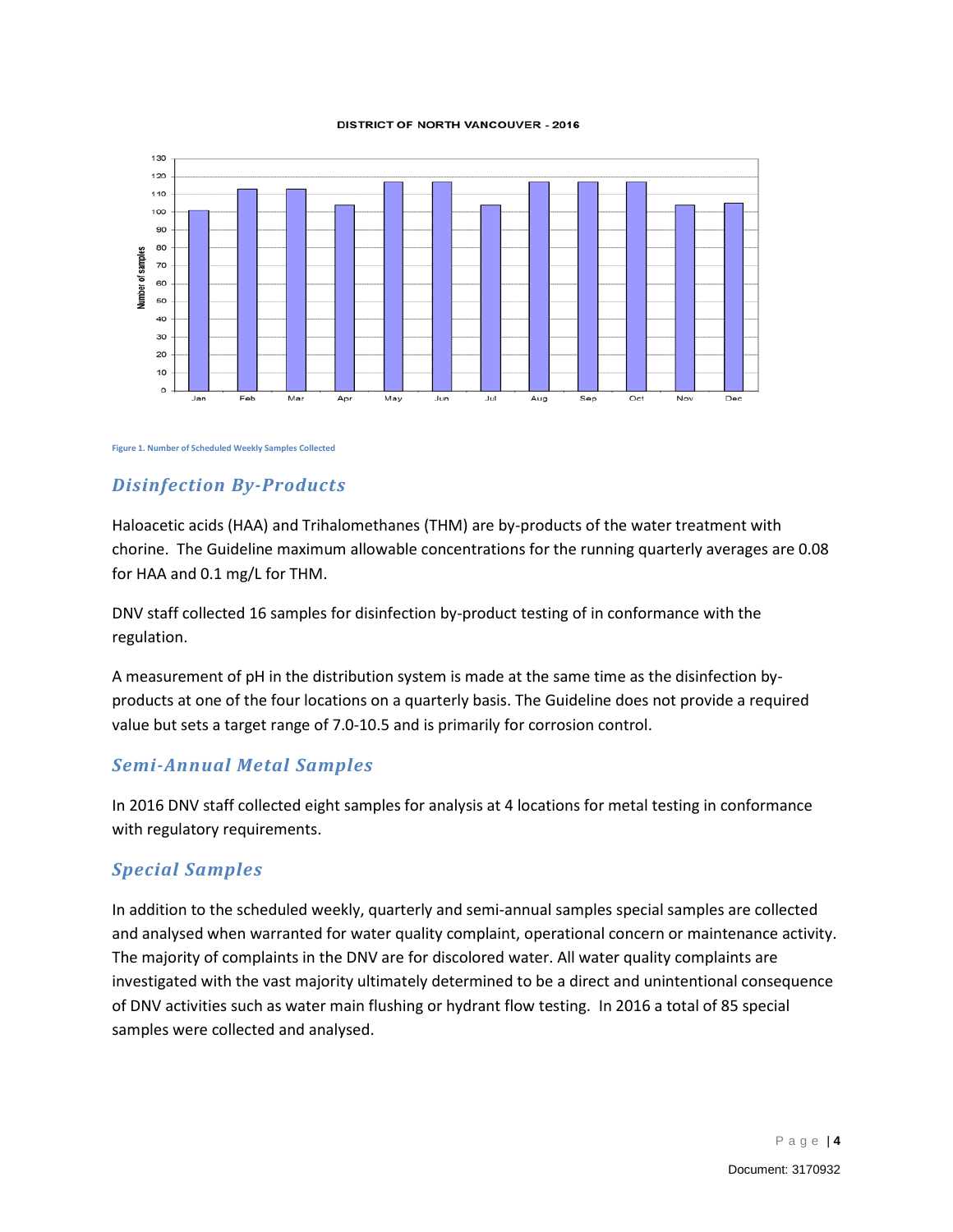DISTRICT OF NORTH VANCOUVER - 2016

Figure 1. Number of Scheduled Weekly Samples Collected

## Disinfection By-Products

Haloacetic acids (HAA) and Trihalomethanes (THM) are by-products of the water treatment with chorine. The Guideline maximum allowable concentrations for the running quarterly averages are 0.08 for HAA and 0.1 mg/L for THM.

DNV staff collected 16 samples for disinfection by-product testing of in conformance with the regulation.

A measurement of pH in the distribution system is made at the same time as the disinfection by-products at one of the four locations on a quarterly basis. The Guideline does not provide a required value but sets a target range of 7.0-10.5 and is primarily for corrosion control.

## Semi-Annual Metal Samples

In 2016 DNV staff collected eight samples for analysis at 4 locations for metal testing in conformance with regulatory requirements.

## Special Samples

In addition to the scheduled weekly, quarterly and semi-annual samples special samples are collected and analysed when warranted for water quality complaint, operational concern or maintenance activity. The majority of complaints in the DNV are for discolored water. All water quality complaints are investigated with the vast majority ultimately determined to be a direct and unintentional consequence of DNV activities such as water main flushing or hydrant flow testing. In 2016 a total of 85 special samples were collected and analysed.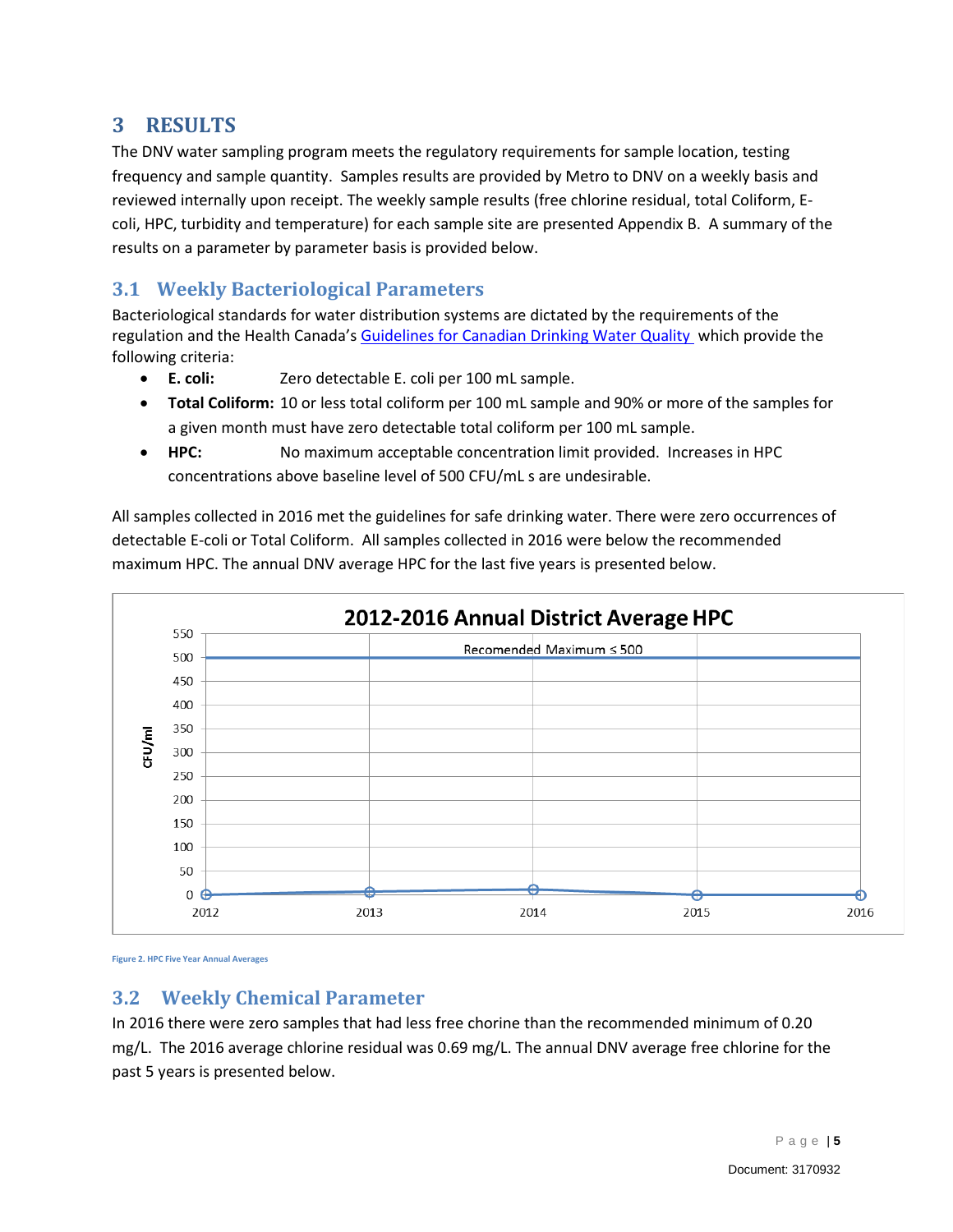# 3 RESULTS

The DNV water sampling program meets the regulatory requirements for sample location, testing frequency and sample quantity. Samples results are provided by Metro to DNV on a weekly basis and reviewed internally upon receipt. The weekly sample results (free chlorine residual, total Coliform, E-coli, HPC, turbidity and temperature) for each sample site are presented Appendix B. A summary of the results on a parameter by parameter basis is provided below.

## 3.1 Weekly Bacteriological Parameters

Bacteriological standards for water distribution systems are dictated by the requirements of the regulation and the Health Canada's Guidelines for Canadian Drinking Water Quality which provide the following criteria:

- **E. coli:** Zero detectable E. coli per 100 mL sample.
- **Total Coliform:** 10 or less total coliform per 100 mL sample and 90% or more of the samples for a given month must have zero detectable total coliform per 100 mL sample.
- **HPC:** No maximum acceptable concentration limit provided. Increases in HPC concentrations above baseline level of 500 CFU/mL s are undesirable.

All samples collected in 2016 met the guidelines for safe drinking water. There were zero occurrences of detectable E-coli or Total Coliform. All samples collected in 2016 were below the recommended maximum HPC. The annual DNV average HPC for the last five years is presented below.

Figure 2. HPC Five Year Annual Averages

## 3.2 Weekly Chemical Parameter

In 2016 there were zero samples that had less free chorine than the recommended minimum of 0.20 mg/L. The 2016 average chlorine residual was 0.69 mg/L. The annual DNV average free chlorine for the past 5 years is presented below.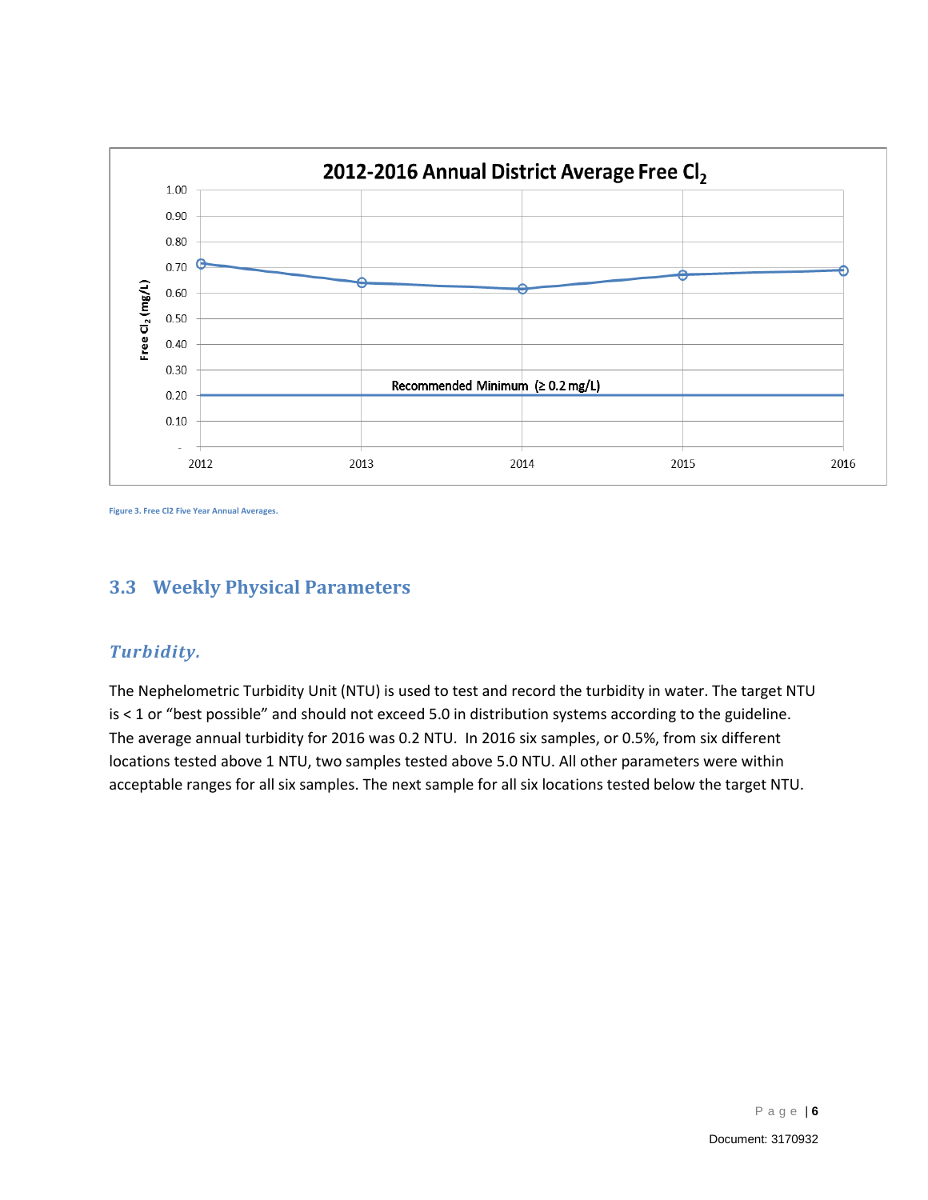Figure 3. Free Cl2 Five Year Annual Averages.

## 3.3 Weekly Physical Parameters

### *Turbidity.*

The Nephelometric Turbidity Unit (NTU) is used to test and record the turbidity in water. The target NTU is < 1 or "best possible" and should not exceed 5.0 in distribution systems according to the guideline. The average annual turbidity for 2016 was 0.2 NTU. In 2016 six samples, or 0.5%, from six different locations tested above 1 NTU, two samples tested above 5.0 NTU. All other parameters were within acceptable ranges for all six samples. The next sample for all six locations tested below the target NTU.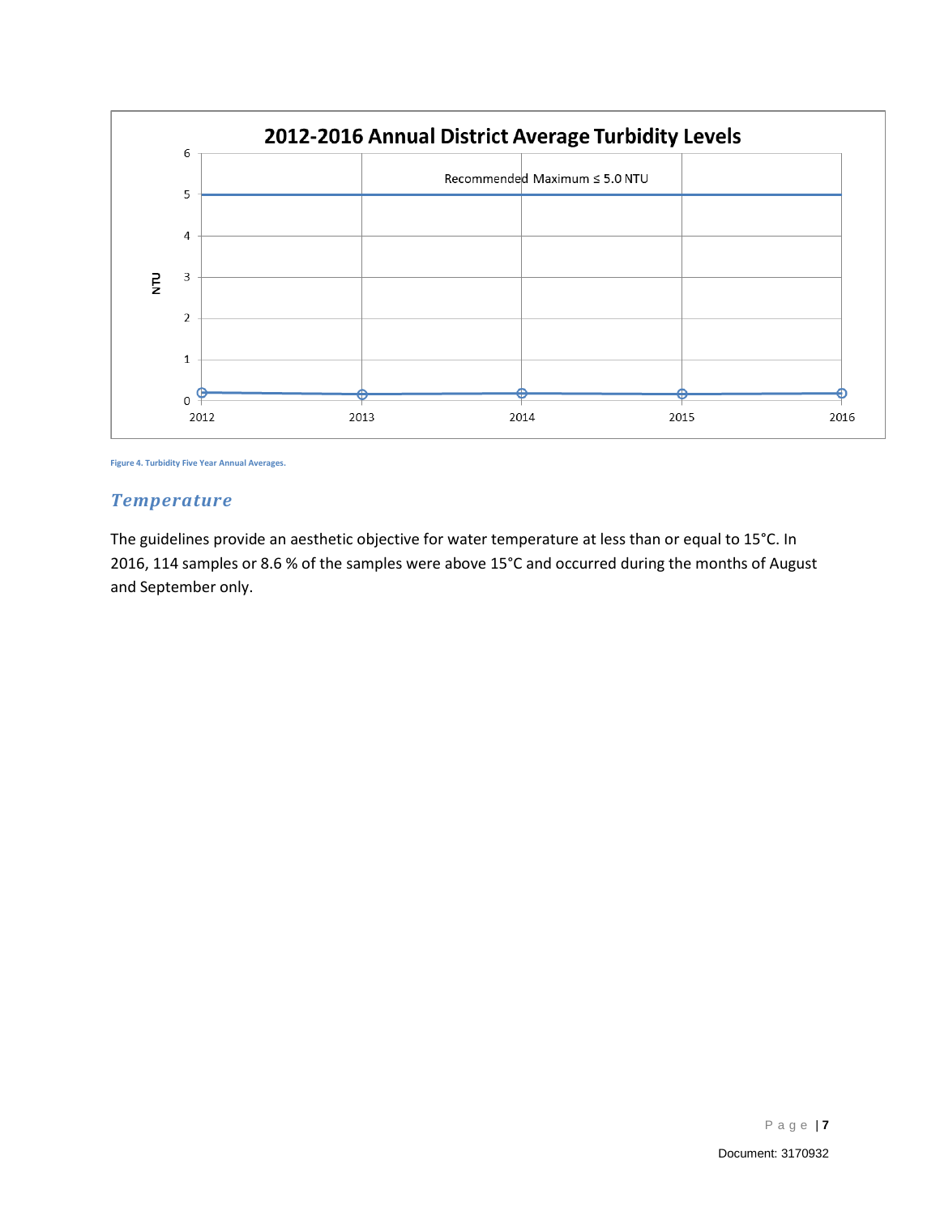Figure 4. Turbidity Five Year Annual Averages.

## Temperature

The guidelines provide an aesthetic objective for water temperature at less than or equal to 15°C. In 2016, 114 samples or 8.6 % of the samples were above 15°C and occurred during the months of August and September only.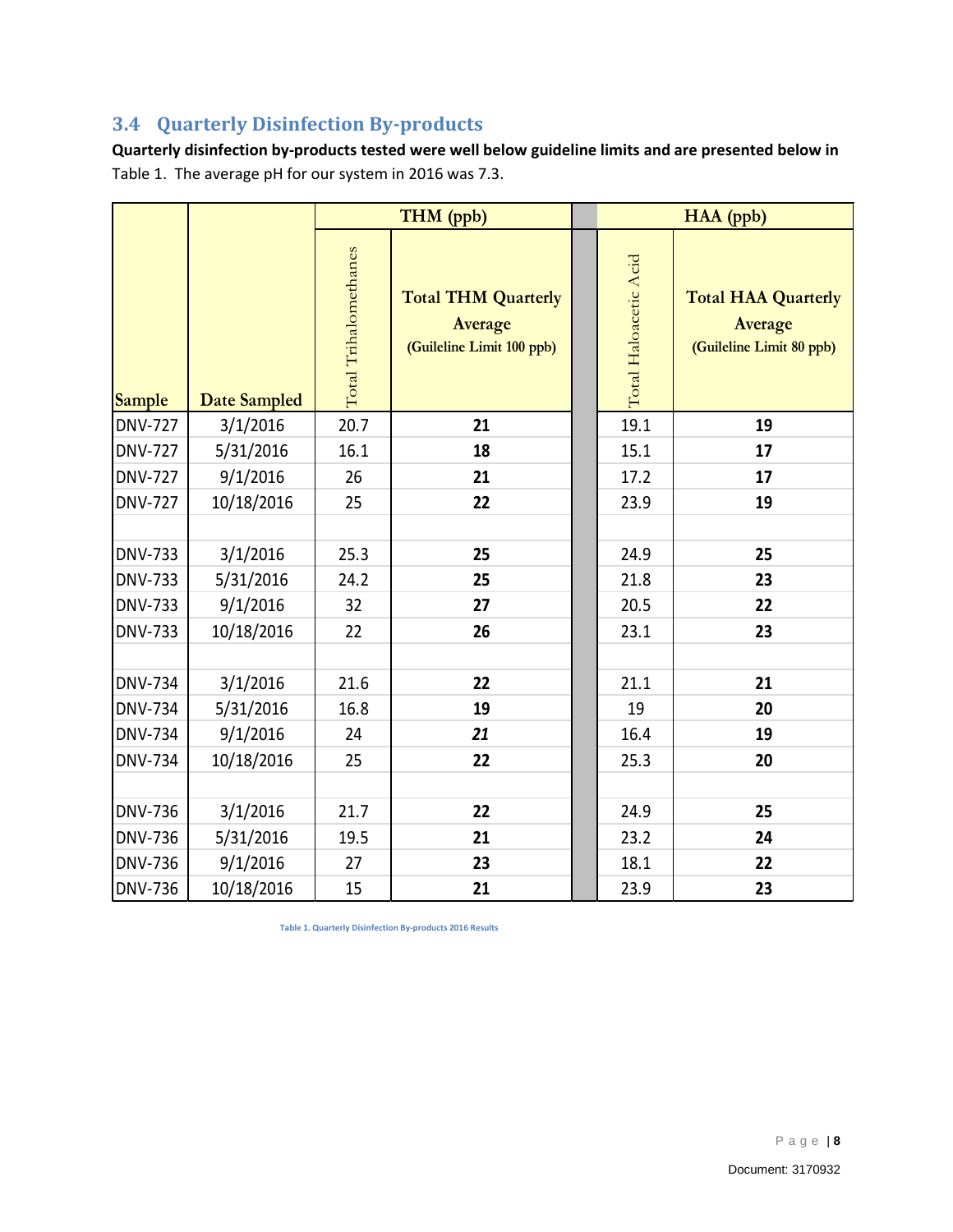## 3.4 Quarterly Disinfection By-products

**Quarterly disinfection by-products tested were well below guideline limits and are presented below in** Table 1. The average pH for our system in 2016 was 7.3.

| Sample | Date Sampled | THM (ppb) | | HAA (ppb) | |
|---|---|---|---|---|---|
| | | Total Trihalomethanes | Total THM Quarterly Average (Guileline Limit 100 ppb) | Total Haloacetic Acid | Total HAA Quarterly Average (Guileline Limit 80 ppb) |
| DNV-727 | 3/1/2016 | 20.7 | **21** | 19.1 | **19** |
| DNV-727 | 5/31/2016 | 16.1 | **18** | 15.1 | **17** |
| DNV-727 | 9/1/2016 | 26 | **21** | 17.2 | **17** |
| DNV-727 | 10/18/2016 | 25 | **22** | 23.9 | **19** |
| | | | | | |
| DNV-733 | 3/1/2016 | 25.3 | **25** | 24.9 | **25** |
| DNV-733 | 5/31/2016 | 24.2 | **25** | 21.8 | **23** |
| DNV-733 | 9/1/2016 | 32 | **27** | 20.5 | **22** |
| DNV-733 | 10/18/2016 | 22 | **26** | 23.1 | **23** |
| | | | | | |
| DNV-734 | 3/1/2016 | 21.6 | **22** | 21.1 | **21** |
| DNV-734 | 5/31/2016 | 16.8 | **19** | 19 | **20** |
| DNV-734 | 9/1/2016 | 24 | ***21*** | 16.4 | **19** |
| DNV-734 | 10/18/2016 | 25 | **22** | 25.3 | **20** |
| | | | | | |
| DNV-736 | 3/1/2016 | 21.7 | **22** | 24.9 | **25** |
| DNV-736 | 5/31/2016 | 19.5 | **21** | 23.2 | **24** |
| DNV-736 | 9/1/2016 | 27 | **23** | 18.1 | **22** |
| DNV-736 | 10/18/2016 | 15 | **21** | 23.9 | **23** |

Table 1. Quarterly Disinfection By-products 2016 Results

Document: 3170932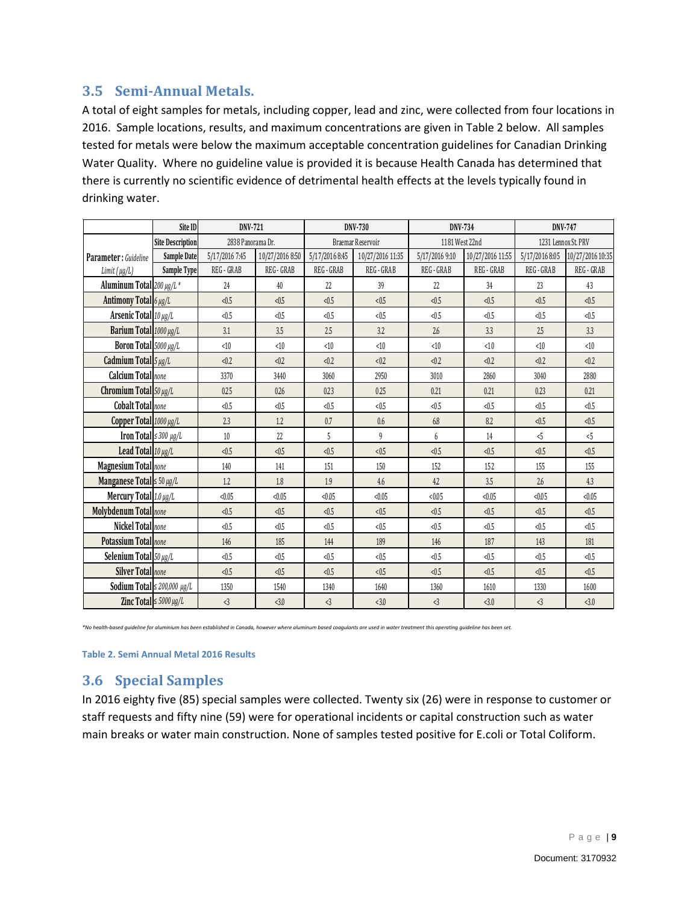## 3.5 Semi-Annual Metals.

A total of eight samples for metals, including copper, lead and zinc, were collected from four locations in 2016. Sample locations, results, and maximum concentrations are given in Table 2 below. All samples tested for metals were below the maximum acceptable concentration guidelines for Canadian Drinking Water Quality. Where no guideline value is provided it is because Health Canada has determined that there is currently no scientific evidence of detrimental health effects at the levels typically found in drinking water.

| | Site ID | DNV-721 | | DNV-730 | | DNV-734 | | DNV-747 | |
|---|---|---|---|---|---|---|---|---|---|
| | Site Description | 2838 Panorama Dr. | | Braemar Reservoir | | 1181 West 22nd | | 1231 Lennox St. PRV | |
| **Parameter :** *Guideline Limit (µg/L)* | Sample Date | 5/17/2016 7:45 | 10/27/2016 8:50 | 5/17/2016 8:45 | 10/27/2016 11:35 | 5/17/2016 9:10 | 10/27/2016 11:55 | 5/17/2016 8:05 | 10/27/2016 10:35 |
| | Sample Type | REG - GRAB | REG - GRAB | REG - GRAB | REG - GRAB | REG - GRAB | REG - GRAB | REG - GRAB | REG - GRAB |
| **Aluminum Total** | *200 µg/L \** | 24 | 40 | 22 | 39 | 22 | 34 | 23 | 43 |
| **Antimony Total** | *6 µg/L* | <0.5 | <0.5 | <0.5 | <0.5 | <0.5 | <0.5 | <0.5 | <0.5 |
| **Arsenic Total** | *10 µg/L* | <0.5 | <0.5 | <0.5 | <0.5 | <0.5 | <0.5 | <0.5 | <0.5 |
| **Barium Total** | *1000 µg/L* | 3.1 | 3.5 | 2.5 | 3.2 | 2.6 | 3.3 | 2.5 | 3.3 |
| **Boron Total** | *5000 µg/L* | <10 | <10 | <10 | <10 | <10 | <10 | <10 | <10 |
| **Cadmium Total** | *5 µg/L* | <0.2 | <0.2 | <0.2 | <0.2 | <0.2 | <0.2 | <0.2 | <0.2 |
| **Calcium Total** | *none* | 3370 | 3440 | 3060 | 2950 | 3010 | 2860 | 3040 | 2880 |
| **Chromium Total** | *50 µg/L* | 0.25 | 0.26 | 0.23 | 0.25 | 0.21 | 0.21 | 0.23 | 0.21 |
| **Cobalt Total** | *none* | <0.5 | <0.5 | <0.5 | <0.5 | <0.5 | <0.5 | <0.5 | <0.5 |
| **Copper Total** | *1000 µg/L* | 2.3 | 1.2 | 0.7 | 0.6 | 6.8 | 8.2 | <0.5 | <0.5 |
| **Iron Total** | *≤ 300 µg/L* | 10 | 22 | 5 | 9 | 6 | 14 | <5 | <5 |
| **Lead Total** | *10 µg/L* | <0.5 | <0.5 | <0.5 | <0.5 | <0.5 | <0.5 | <0.5 | <0.5 |
| **Magnesium Total** | *none* | 140 | 141 | 151 | 150 | 152 | 152 | 155 | 155 |
| **Manganese Total** | *≤ 50 µg/L* | 1.2 | 1.8 | 1.9 | 4.6 | 4.2 | 3.5 | 2.6 | 4.3 |
| **Mercury Total** | *1.0 µg/L* | <0.05 | <0.05 | <0.05 | <0.05 | <0.05 | <0.05 | <0.05 | <0.05 |
| **Molybdenum Total** | *none* | <0.5 | <0.5 | <0.5 | <0.5 | <0.5 | <0.5 | <0.5 | <0.5 |
| **Nickel Total** | *none* | <0.5 | <0.5 | <0.5 | <0.5 | <0.5 | <0.5 | <0.5 | <0.5 |
| **Potassium Total** | *none* | 146 | 185 | 144 | 189 | 146 | 187 | 143 | 181 |
| **Selenium Total** | *50 µg/L* | <0.5 | <0.5 | <0.5 | <0.5 | <0.5 | <0.5 | <0.5 | <0.5 |
| **Silver Total** | *none* | <0.5 | <0.5 | <0.5 | <0.5 | <0.5 | <0.5 | <0.5 | <0.5 |
| **Sodium Total** | *≤ 200,000 µg/L* | 1350 | 1540 | 1340 | 1640 | 1360 | 1610 | 1330 | 1600 |
| **Zinc Total** | *≤ 5000 µg/L* | <3 | <3.0 | <3 | <3.0 | <3 | <3.0 | <3 | <3.0 |

*\*No health-based guideline for aluminium has been established in Canada, however where aluminum based coagulants are used in water treatment this operating guideline has been set.*

**Table 2. Semi Annual Metal 2016 Results**

## 3.6 Special Samples

In 2016 eighty five (85) special samples were collected. Twenty six (26) were in response to customer or staff requests and fifty nine (59) were for operational incidents or capital construction such as water main breaks or water main construction. None of samples tested positive for E.coli or Total Coliform.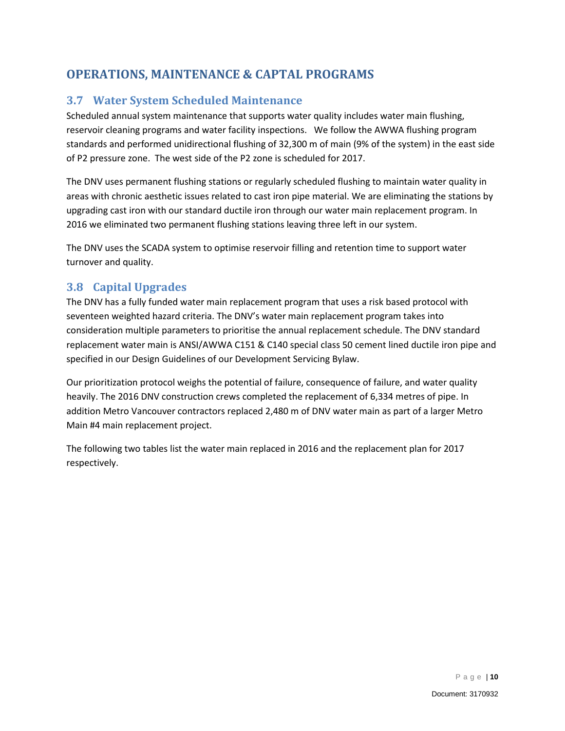# OPERATIONS, MAINTENANCE & CAPTAL PROGRAMS

## 3.7 Water System Scheduled Maintenance

Scheduled annual system maintenance that supports water quality includes water main flushing, reservoir cleaning programs and water facility inspections. We follow the AWWA flushing program standards and performed unidirectional flushing of 32,300 m of main (9% of the system) in the east side of P2 pressure zone. The west side of the P2 zone is scheduled for 2017.

The DNV uses permanent flushing stations or regularly scheduled flushing to maintain water quality in areas with chronic aesthetic issues related to cast iron pipe material. We are eliminating the stations by upgrading cast iron with our standard ductile iron through our water main replacement program. In 2016 we eliminated two permanent flushing stations leaving three left in our system.

The DNV uses the SCADA system to optimise reservoir filling and retention time to support water turnover and quality.

## 3.8 Capital Upgrades

The DNV has a fully funded water main replacement program that uses a risk based protocol with seventeen weighted hazard criteria. The DNV's water main replacement program takes into consideration multiple parameters to prioritise the annual replacement schedule. The DNV standard replacement water main is ANSI/AWWA C151 & C140 special class 50 cement lined ductile iron pipe and specified in our Design Guidelines of our Development Servicing Bylaw.

Our prioritization protocol weighs the potential of failure, consequence of failure, and water quality heavily. The 2016 DNV construction crews completed the replacement of 6,334 metres of pipe. In addition Metro Vancouver contractors replaced 2,480 m of DNV water main as part of a larger Metro Main #4 main replacement project.

The following two tables list the water main replaced in 2016 and the replacement plan for 2017 respectively.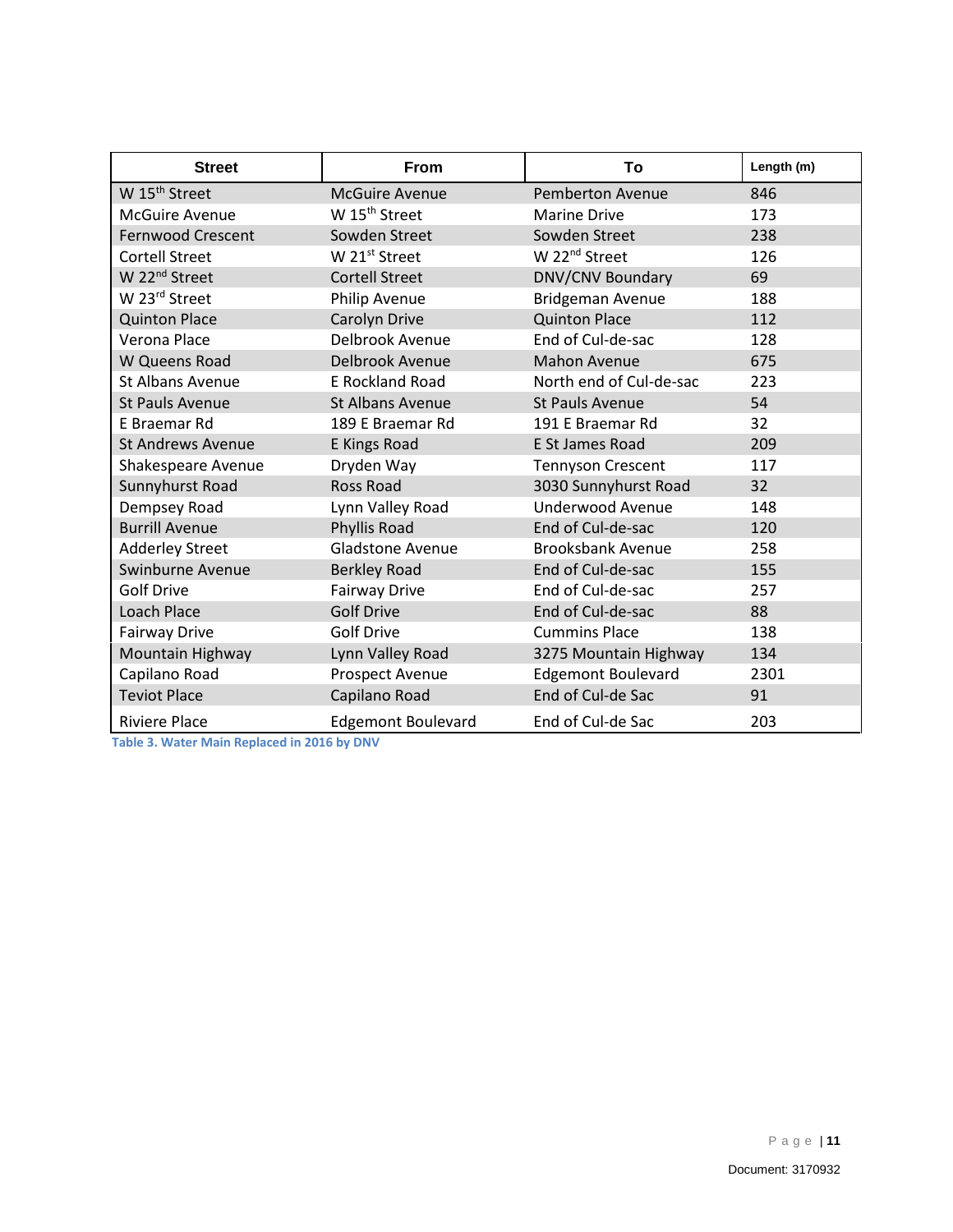| Street | From | To | Length (m) |
|---|---|---|---|
| W 15th Street | McGuire Avenue | Pemberton Avenue | 846 |
| McGuire Avenue | W 15th Street | Marine Drive | 173 |
| Fernwood Crescent | Sowden Street | Sowden Street | 238 |
| Cortell Street | W 21st Street | W 22nd Street | 126 |
| W 22nd Street | Cortell Street | DNV/CNV Boundary | 69 |
| W 23rd Street | Philip Avenue | Bridgeman Avenue | 188 |
| Quinton Place | Carolyn Drive | Quinton Place | 112 |
| Verona Place | Delbrook Avenue | End of Cul-de-sac | 128 |
| W Queens Road | Delbrook Avenue | Mahon Avenue | 675 |
| St Albans Avenue | E Rockland Road | North end of Cul-de-sac | 223 |
| St Pauls Avenue | St Albans Avenue | St Pauls Avenue | 54 |
| E Braemar Rd | 189 E Braemar Rd | 191 E Braemar Rd | 32 |
| St Andrews Avenue | E Kings Road | E St James Road | 209 |
| Shakespeare Avenue | Dryden Way | Tennyson Crescent | 117 |
| Sunnyhurst Road | Ross Road | 3030 Sunnyhurst Road | 32 |
| Dempsey Road | Lynn Valley Road | Underwood Avenue | 148 |
| Burrill Avenue | Phyllis Road | End of Cul-de-sac | 120 |
| Adderley Street | Gladstone Avenue | Brooksbank Avenue | 258 |
| Swinburne Avenue | Berkley Road | End of Cul-de-sac | 155 |
| Golf Drive | Fairway Drive | End of Cul-de-sac | 257 |
| Loach Place | Golf Drive | End of Cul-de-sac | 88 |
| Fairway Drive | Golf Drive | Cummins Place | 138 |
| Mountain Highway | Lynn Valley Road | 3275 Mountain Highway | 134 |
| Capilano Road | Prospect Avenue | Edgemont Boulevard | 2301 |
| Teviot Place | Capilano Road | End of Cul-de Sac | 91 |
| Riviere Place | Edgemont Boulevard | End of Cul-de Sac | 203 |

**Table 3. Water Main Replaced in 2016 by DNV**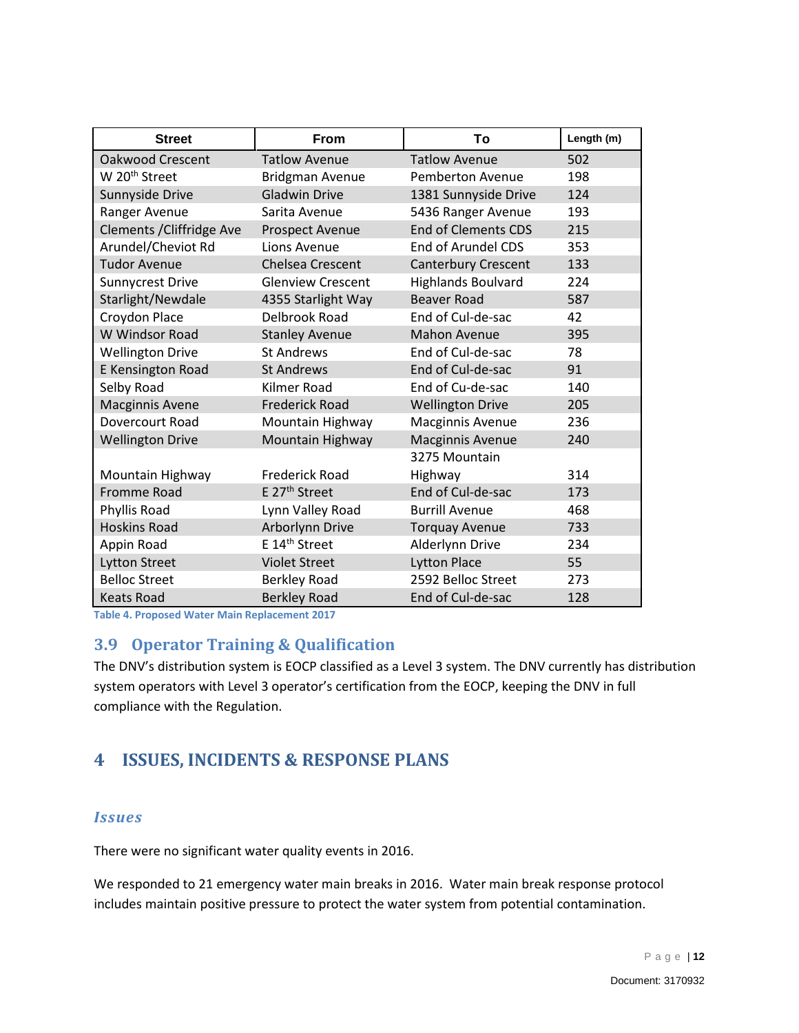| Street | From | To | Length (m) |
|---|---|---|---|
| Oakwood Crescent | Tatlow Avenue | Tatlow Avenue | 502 |
| W 20th Street | Bridgman Avenue | Pemberton Avenue | 198 |
| Sunnyside Drive | Gladwin Drive | 1381 Sunnyside Drive | 124 |
| Ranger Avenue | Sarita Avenue | 5436 Ranger Avenue | 193 |
| Clements /Cliffridge Ave | Prospect Avenue | End of Clements CDS | 215 |
| Arundel/Cheviot Rd | Lions Avenue | End of Arundel CDS | 353 |
| Tudor Avenue | Chelsea Crescent | Canterbury Crescent | 133 |
| Sunnycrest Drive | Glenview Crescent | Highlands Boulvard | 224 |
| Starlight/Newdale | 4355 Starlight Way | Beaver Road | 587 |
| Croydon Place | Delbrook Road | End of Cul-de-sac | 42 |
| W Windsor Road | Stanley Avenue | Mahon Avenue | 395 |
| Wellington Drive | St Andrews | End of Cul-de-sac | 78 |
| E Kensington Road | St Andrews | End of Cul-de-sac | 91 |
| Selby Road | Kilmer Road | End of Cu-de-sac | 140 |
| Macginnis Avene | Frederick Road | Wellington Drive | 205 |
| Dovercourt Road | Mountain Highway | Macginnis Avenue | 236 |
| Wellington Drive | Mountain Highway | Macginnis Avenue | 240 |
| Mountain Highway | Frederick Road | 3275 Mountain Highway | 314 |
| Fromme Road | E 27th Street | End of Cul-de-sac | 173 |
| Phyllis Road | Lynn Valley Road | Burrill Avenue | 468 |
| Hoskins Road | Arborlynn Drive | Torquay Avenue | 733 |
| Appin Road | E 14th Street | Alderlynn Drive | 234 |
| Lytton Street | Violet Street | Lytton Place | 55 |
| Belloc Street | Berkley Road | 2592 Belloc Street | 273 |
| Keats Road | Berkley Road | End of Cul-de-sac | 128 |

Table 4. Proposed Water Main Replacement 2017

## 3.9 Operator Training & Qualification

The DNV's distribution system is EOCP classified as a Level 3 system. The DNV currently has distribution system operators with Level 3 operator's certification from the EOCP, keeping the DNV in full compliance with the Regulation.

# 4 ISSUES, INCIDENTS & RESPONSE PLANS

### *Issues*

There were no significant water quality events in 2016.

We responded to 21 emergency water main breaks in 2016. Water main break response protocol includes maintain positive pressure to protect the water system from potential contamination.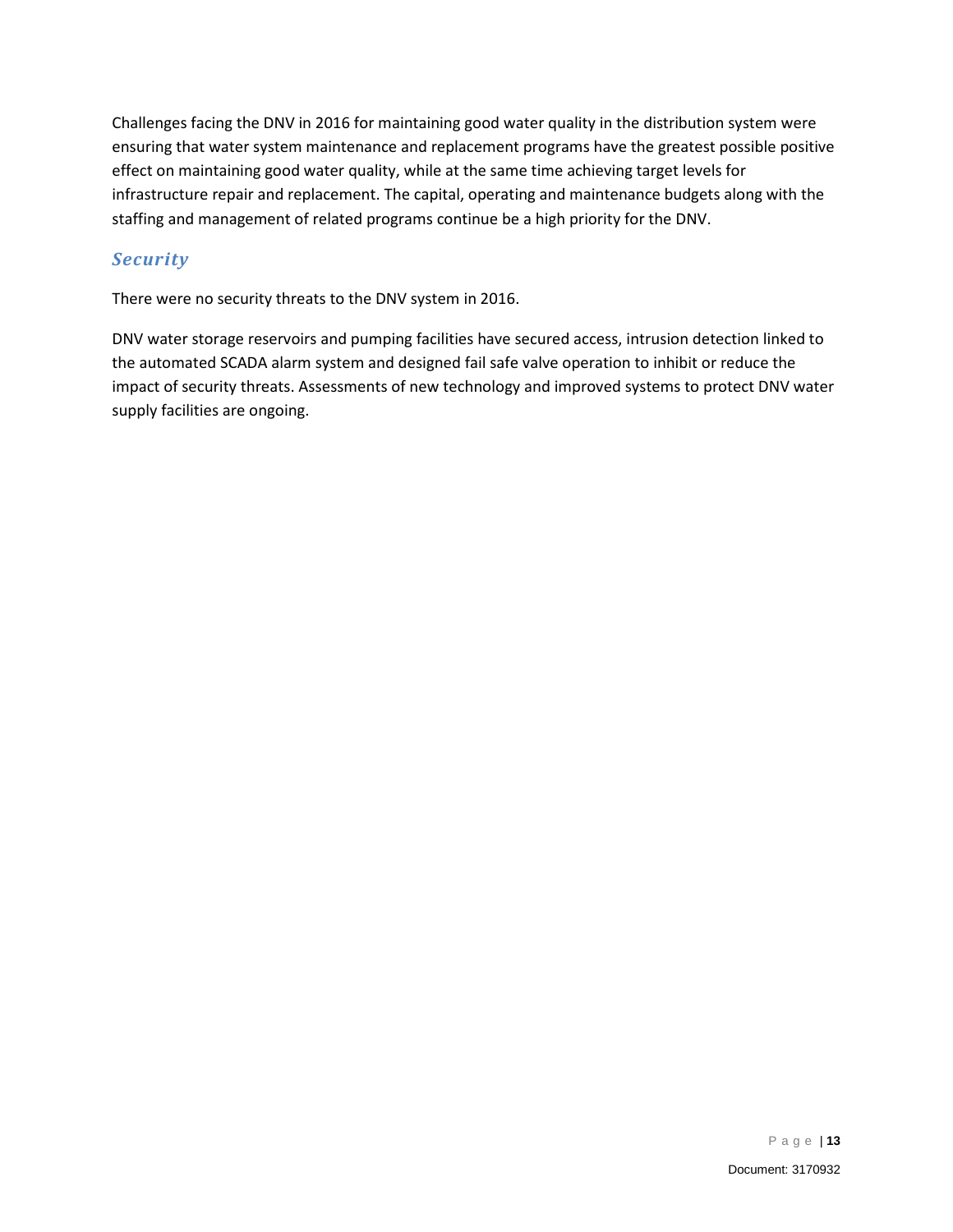Challenges facing the DNV in 2016 for maintaining good water quality in the distribution system were ensuring that water system maintenance and replacement programs have the greatest possible positive effect on maintaining good water quality, while at the same time achieving target levels for infrastructure repair and replacement. The capital, operating and maintenance budgets along with the staffing and management of related programs continue be a high priority for the DNV.

## *Security*

There were no security threats to the DNV system in 2016.

DNV water storage reservoirs and pumping facilities have secured access, intrusion detection linked to the automated SCADA alarm system and designed fail safe valve operation to inhibit or reduce the impact of security threats. Assessments of new technology and improved systems to protect DNV water supply facilities are ongoing.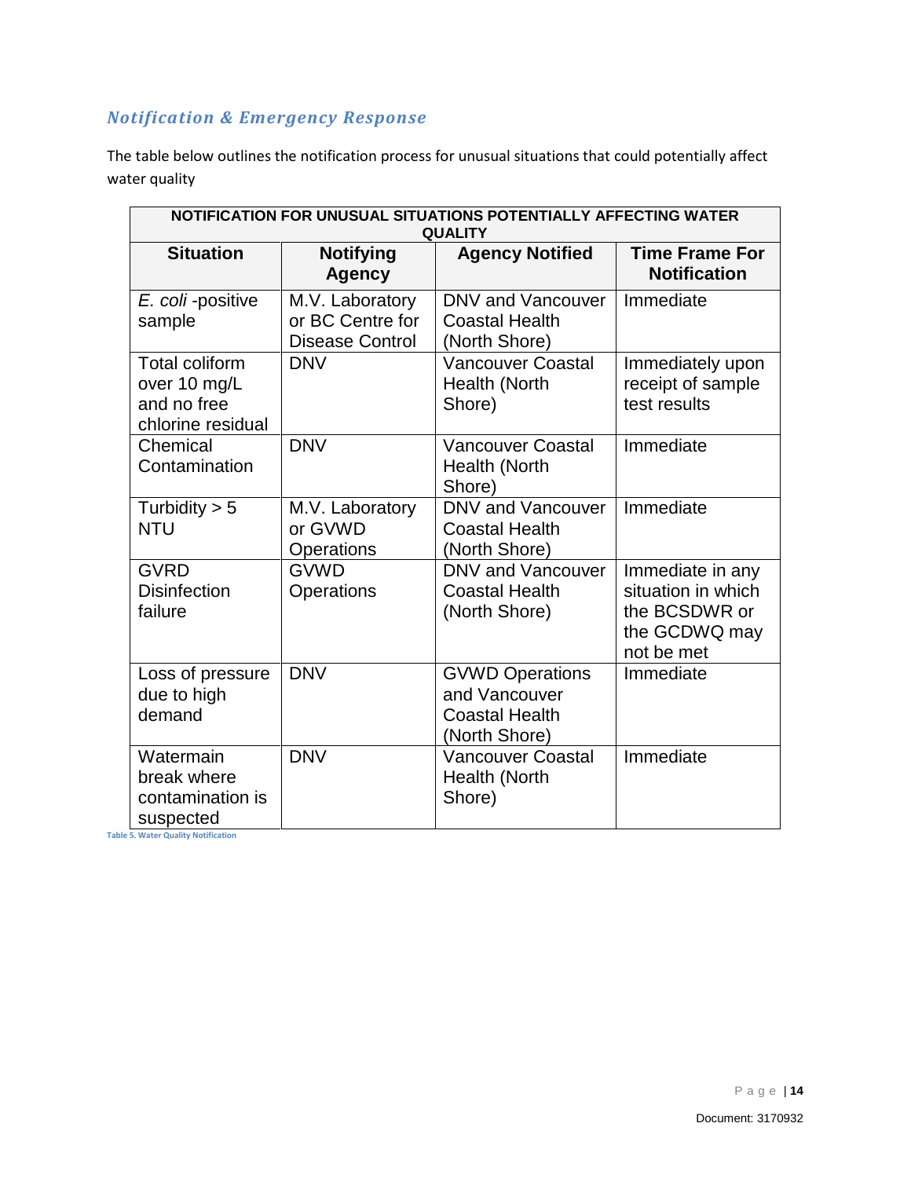### *Notification & Emergency Response*

The table below outlines the notification process for unusual situations that could potentially affect water quality

| NOTIFICATION FOR UNUSUAL SITUATIONS POTENTIALLY AFFECTING WATER QUALITY | | | |
|---|---|---|---|
| **Situation** | **Notifying Agency** | **Agency Notified** | **Time Frame For Notification** |
| *E. coli* -positive sample | M.V. Laboratory or BC Centre for Disease Control | DNV and Vancouver Coastal Health (North Shore) | Immediate |
| Total coliform over 10 mg/L and no free chlorine residual | DNV | Vancouver Coastal Health (North Shore) | Immediately upon receipt of sample test results |
| Chemical Contamination | DNV | Vancouver Coastal Health (North Shore) | Immediate |
| Turbidity > 5 NTU | M.V. Laboratory or GVWD Operations | DNV and Vancouver Coastal Health (North Shore) | Immediate |
| GVRD Disinfection failure | GVWD Operations | DNV and Vancouver Coastal Health (North Shore) | Immediate in any situation in which the BCSDWR or the GCDWQ may not be met |
| Loss of pressure due to high demand | DNV | GVWD Operations and Vancouver Coastal Health (North Shore) | Immediate |
| Watermain break where contamination is suspected | DNV | Vancouver Coastal Health (North Shore) | Immediate |

Table 5. Water Quality Notification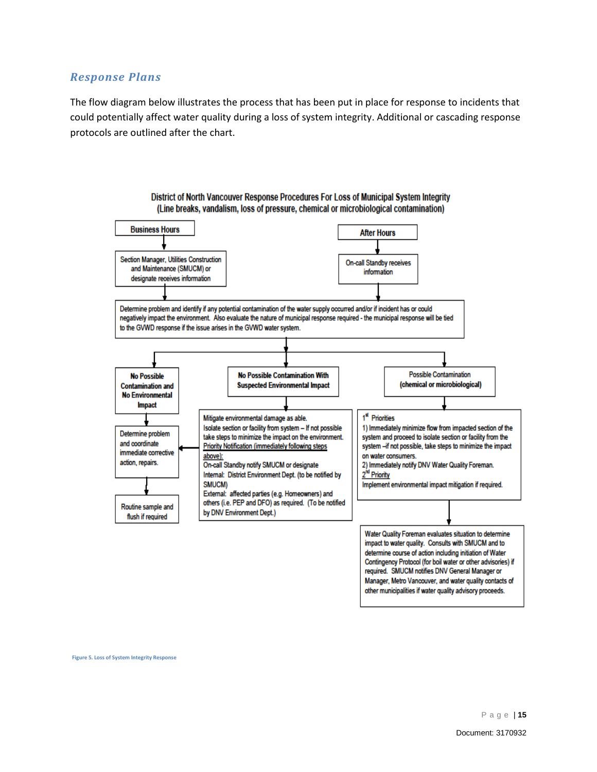## *Response Plans*

The flow diagram below illustrates the process that has been put in place for response to incidents that could potentially affect water quality during a loss of system integrity. Additional or cascading response protocols are outlined after the chart.

**District of North Vancouver Response Procedures For Loss of Municipal System Integrity (Line breaks, vandalism, loss of pressure, chemical or microbiological contamination)**

**Business Hours**

Section Manager, Utilities Construction and Maintenance (SMUCM) or designate receives information

**After Hours**

On-call Standby receives information

Determine problem and identify if any potential contamination of the water supply occurred and/or if incident has or could negatively impact the environment. Also evaluate the nature of municipal response required - the municipal response will be tied to the GVWD response if the issue arises in the GVWD water system.

**No Possible Contamination and No Environmental Impact**

Determine problem and coordinate immediate corrective action, repairs.

Routine sample and flush if required

**No Possible Contamination With Suspected Environmental Impact**

Mitigate environmental damage as able.
Isolate section or facility from system – If not possible take steps to minimize the impact on the environment.
Priority Notification (immediately following steps above):
On-call Standby notify SMUCM or designate
Internal: District Environment Dept. (to be notified by SMUCM)
External: affected parties (e.g. Homeowners) and others (i.e. PEP and DFO) as required. (To be notified by DNV Environment Dept.)

**Possible Contamination (chemical or microbiological)**

1st Priorities
1) Immediately minimize flow from impacted section of the system and proceed to isolate section or facility from the system –if not possible, take steps to minimize the impact on water consumers.
2) Immediately notify DNV Water Quality Foreman.
2nd Priority
Implement environmental impact mitigation if required.

Water Quality Foreman evaluates situation to determine impact to water quality. Consults with SMUCM and to determine course of action including initiation of Water Contingency Protocol (for boil water or other advisories) if required. SMUCM notifies DNV General Manager or Manager, Metro Vancouver, and water quality contacts of other municipalities if water quality advisory proceeds.

Figure 5. Loss of System Integrity Response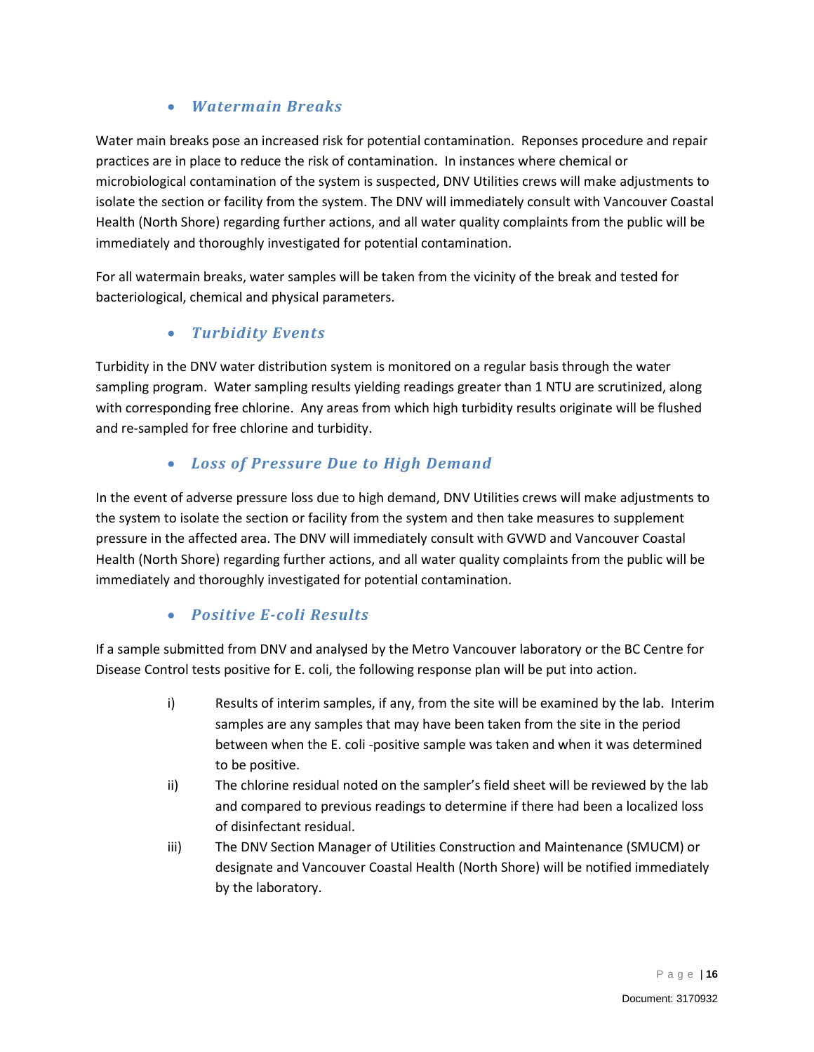- ***Watermain Breaks***

Water main breaks pose an increased risk for potential contamination. Reponses procedure and repair practices are in place to reduce the risk of contamination. In instances where chemical or microbiological contamination of the system is suspected, DNV Utilities crews will make adjustments to isolate the section or facility from the system. The DNV will immediately consult with Vancouver Coastal Health (North Shore) regarding further actions, and all water quality complaints from the public will be immediately and thoroughly investigated for potential contamination.

For all watermain breaks, water samples will be taken from the vicinity of the break and tested for bacteriological, chemical and physical parameters.

- ***Turbidity Events***

Turbidity in the DNV water distribution system is monitored on a regular basis through the water sampling program. Water sampling results yielding readings greater than 1 NTU are scrutinized, along with corresponding free chlorine. Any areas from which high turbidity results originate will be flushed and re-sampled for free chlorine and turbidity.

- ***Loss of Pressure Due to High Demand***

In the event of adverse pressure loss due to high demand, DNV Utilities crews will make adjustments to the system to isolate the section or facility from the system and then take measures to supplement pressure in the affected area. The DNV will immediately consult with GVWD and Vancouver Coastal Health (North Shore) regarding further actions, and all water quality complaints from the public will be immediately and thoroughly investigated for potential contamination.

- ***Positive E-coli Results***

If a sample submitted from DNV and analysed by the Metro Vancouver laboratory or the BC Centre for Disease Control tests positive for E. coli, the following response plan will be put into action.

i) Results of interim samples, if any, from the site will be examined by the lab. Interim samples are any samples that may have been taken from the site in the period between when the E. coli -positive sample was taken and when it was determined to be positive.

ii) The chlorine residual noted on the sampler's field sheet will be reviewed by the lab and compared to previous readings to determine if there had been a localized loss of disinfectant residual.

iii) The DNV Section Manager of Utilities Construction and Maintenance (SMUCM) or designate and Vancouver Coastal Health (North Shore) will be notified immediately by the laboratory.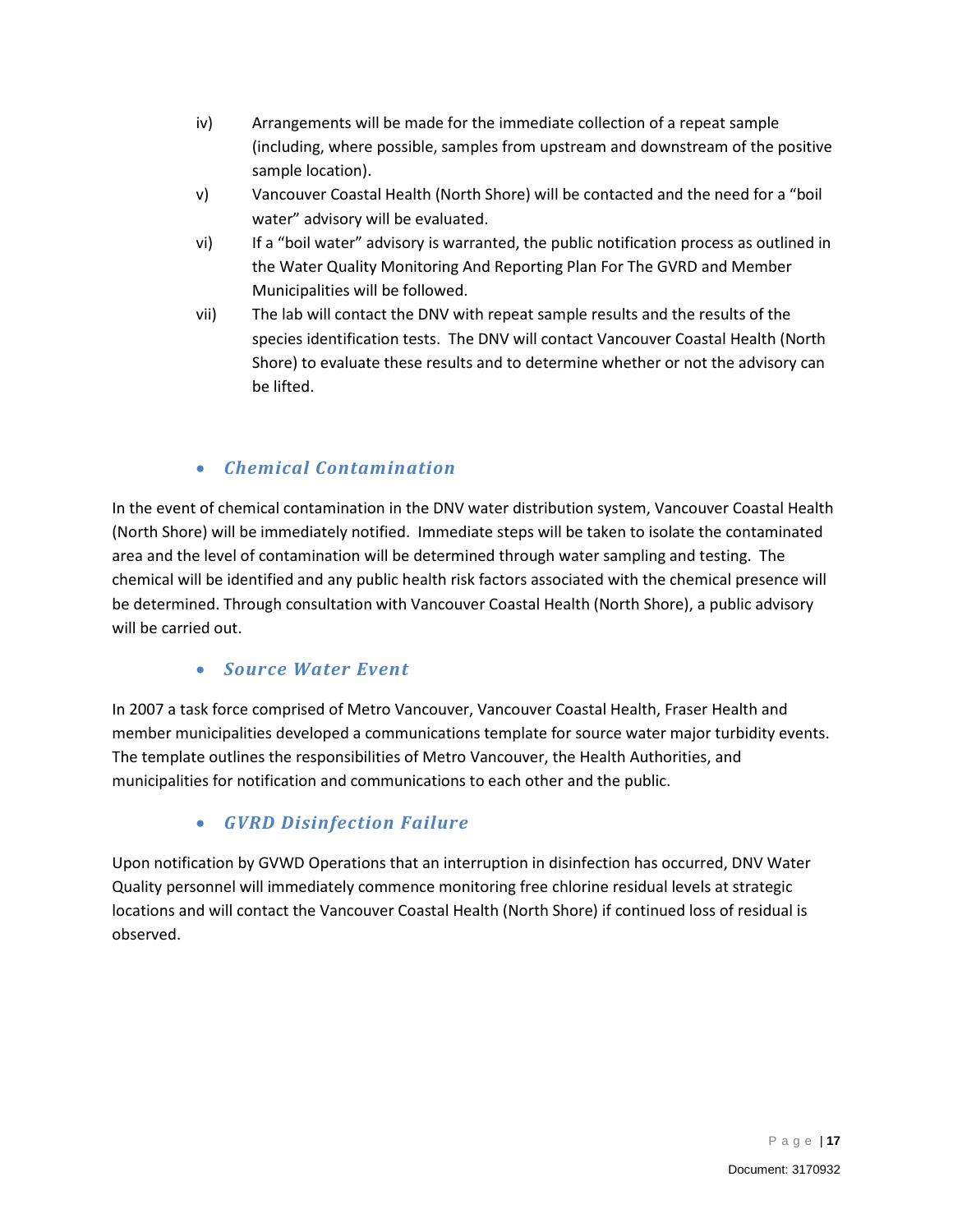iv) Arrangements will be made for the immediate collection of a repeat sample (including, where possible, samples from upstream and downstream of the positive sample location).

v) Vancouver Coastal Health (North Shore) will be contacted and the need for a "boil water" advisory will be evaluated.

vi) If a "boil water" advisory is warranted, the public notification process as outlined in the Water Quality Monitoring And Reporting Plan For The GVRD and Member Municipalities will be followed.

vii) The lab will contact the DNV with repeat sample results and the results of the species identification tests. The DNV will contact Vancouver Coastal Health (North Shore) to evaluate these results and to determine whether or not the advisory can be lifted.

- ***Chemical Contamination***

In the event of chemical contamination in the DNV water distribution system, Vancouver Coastal Health (North Shore) will be immediately notified. Immediate steps will be taken to isolate the contaminated area and the level of contamination will be determined through water sampling and testing. The chemical will be identified and any public health risk factors associated with the chemical presence will be determined. Through consultation with Vancouver Coastal Health (North Shore), a public advisory will be carried out.

- ***Source Water Event***

In 2007 a task force comprised of Metro Vancouver, Vancouver Coastal Health, Fraser Health and member municipalities developed a communications template for source water major turbidity events. The template outlines the responsibilities of Metro Vancouver, the Health Authorities, and municipalities for notification and communications to each other and the public.

- ***GVRD Disinfection Failure***

Upon notification by GVWD Operations that an interruption in disinfection has occurred, DNV Water Quality personnel will immediately commence monitoring free chlorine residual levels at strategic locations and will contact the Vancouver Coastal Health (North Shore) if continued loss of residual is observed.

Document: 3170932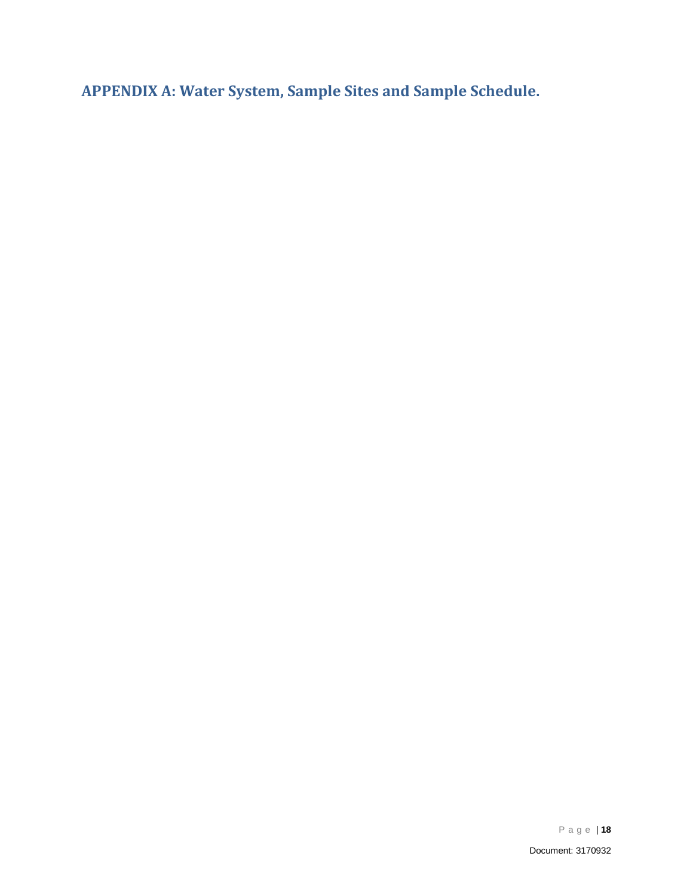# APPENDIX A: Water System, Sample Sites and Sample Schedule.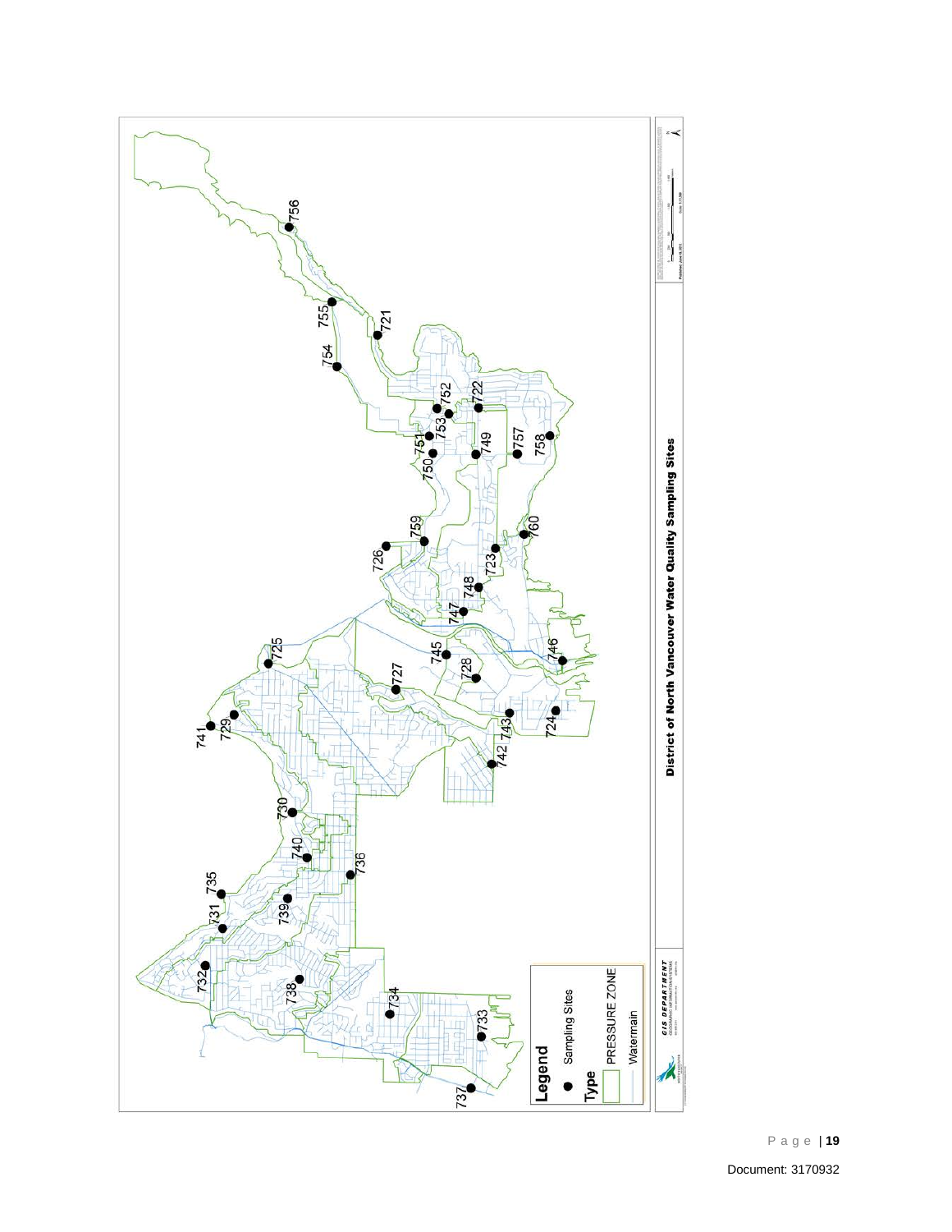**District of North Vancouver Water Quality Sampling Sites**

Legend

- Sampling Sites

Type

- PRESSURE ZONE
- Watermain

721, 722, 723, 724, 725, 726, 727, 728, 729, 730, 731, 732, 733, 734, 735, 736, 737, 738, 739, 740, 741, 742, 743, 745, 746, 747, 748, 749, 750, 751, 752, 753, 754, 755, 756, 757, 758, 759, 760

GIS DEPARTMENT

Document: 3170932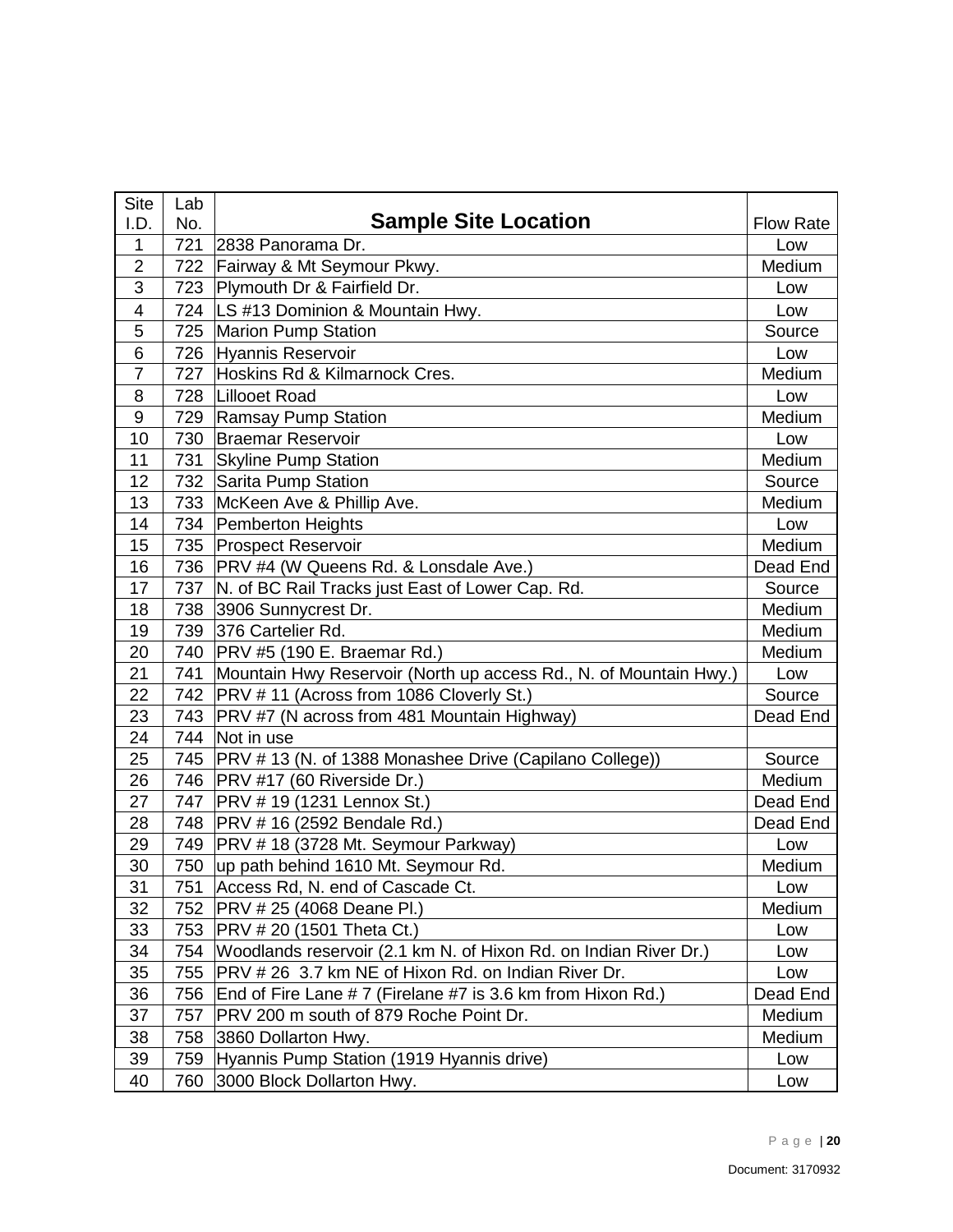| Site I.D. | Lab No. | Sample Site Location | Flow Rate |
|---|---|---|---|
| 1 | 721 | 2838 Panorama Dr. | Low |
| 2 | 722 | Fairway & Mt Seymour Pkwy. | Medium |
| 3 | 723 | Plymouth Dr & Fairfield Dr. | Low |
| 4 | 724 | LS #13 Dominion & Mountain Hwy. | Low |
| 5 | 725 | Marion Pump Station | Source |
| 6 | 726 | Hyannis Reservoir | Low |
| 7 | 727 | Hoskins Rd & Kilmarnock Cres. | Medium |
| 8 | 728 | Lillooet Road | Low |
| 9 | 729 | Ramsay Pump Station | Medium |
| 10 | 730 | Braemar Reservoir | Low |
| 11 | 731 | Skyline Pump Station | Medium |
| 12 | 732 | Sarita Pump Station | Source |
| 13 | 733 | McKeen Ave & Phillip Ave. | Medium |
| 14 | 734 | Pemberton Heights | Low |
| 15 | 735 | Prospect Reservoir | Medium |
| 16 | 736 | PRV #4 (W Queens Rd. & Lonsdale Ave.) | Dead End |
| 17 | 737 | N. of BC Rail Tracks just East of Lower Cap. Rd. | Source |
| 18 | 738 | 3906 Sunnycrest Dr. | Medium |
| 19 | 739 | 376 Cartelier Rd. | Medium |
| 20 | 740 | PRV #5 (190 E. Braemar Rd.) | Medium |
| 21 | 741 | Mountain Hwy Reservoir (North up access Rd., N. of Mountain Hwy.) | Low |
| 22 | 742 | PRV # 11 (Across from 1086 Cloverly St.) | Source |
| 23 | 743 | PRV #7 (N across from 481 Mountain Highway) | Dead End |
| 24 | 744 | Not in use | |
| 25 | 745 | PRV # 13 (N. of 1388 Monashee Drive (Capilano College)) | Source |
| 26 | 746 | PRV #17 (60 Riverside Dr.) | Medium |
| 27 | 747 | PRV # 19 (1231 Lennox St.) | Dead End |
| 28 | 748 | PRV # 16 (2592 Bendale Rd.) | Dead End |
| 29 | 749 | PRV # 18 (3728 Mt. Seymour Parkway) | Low |
| 30 | 750 | up path behind 1610 Mt. Seymour Rd. | Medium |
| 31 | 751 | Access Rd, N. end of Cascade Ct. | Low |
| 32 | 752 | PRV # 25 (4068 Deane Pl.) | Medium |
| 33 | 753 | PRV # 20 (1501 Theta Ct.) | Low |
| 34 | 754 | Woodlands reservoir (2.1 km N. of Hixon Rd. on Indian River Dr.) | Low |
| 35 | 755 | PRV # 26 3.7 km NE of Hixon Rd. on Indian River Dr. | Low |
| 36 | 756 | End of Fire Lane # 7 (Firelane #7 is 3.6 km from Hixon Rd.) | Dead End |
| 37 | 757 | PRV 200 m south of 879 Roche Point Dr. | Medium |
| 38 | 758 | 3860 Dollarton Hwy. | Medium |
| 39 | 759 | Hyannis Pump Station (1919 Hyannis drive) | Low |
| 40 | 760 | 3000 Block Dollarton Hwy. | Low |

Document: 3170932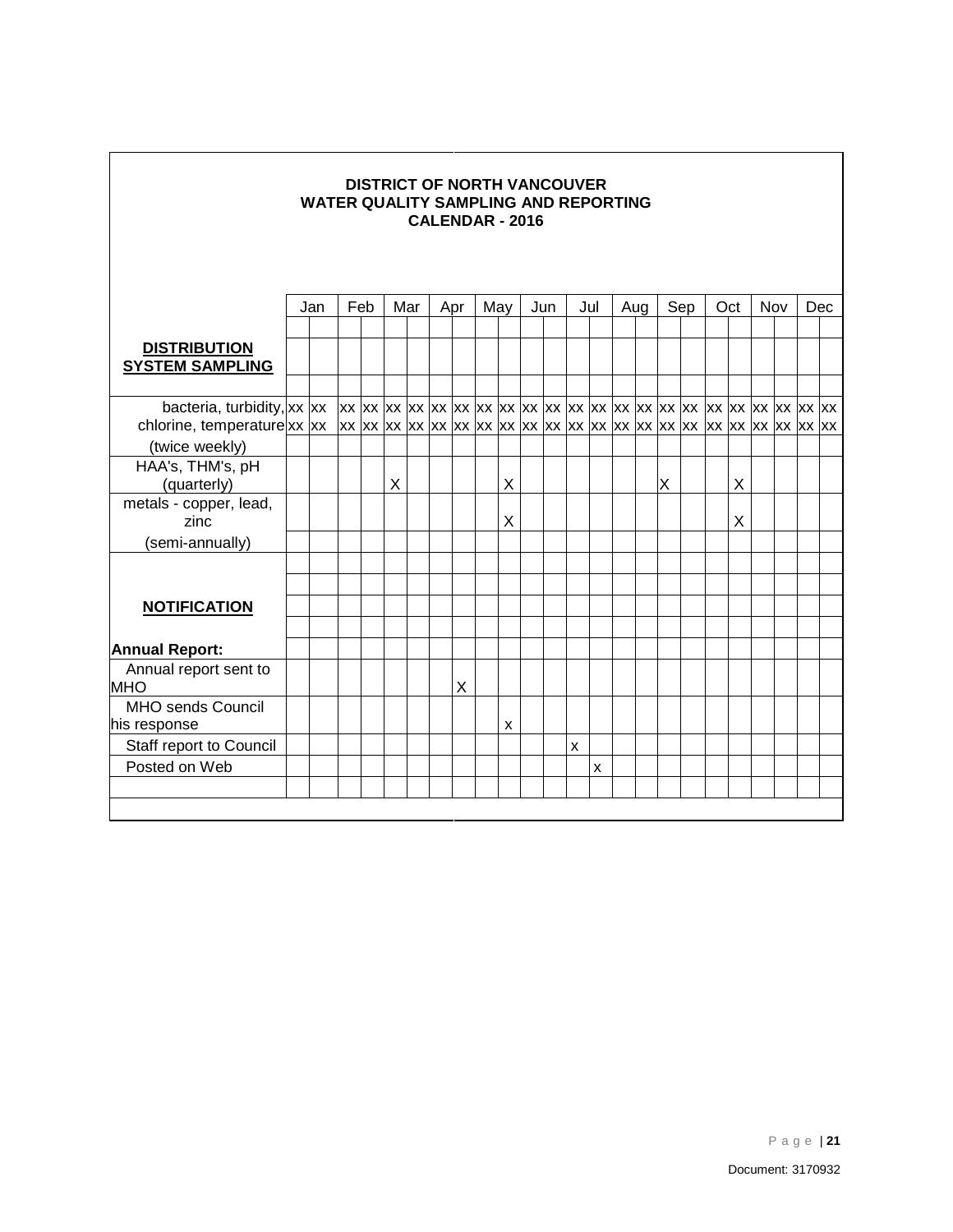**DISTRICT OF NORTH VANCOUVER**
**WATER QUALITY SAMPLING AND REPORTING**
**CALENDAR - 2016**

| | Jan | | Feb | | Mar | | Apr | | May | | Jun | | Jul | | Aug | | Sep | | Oct | | Nov | | Dec | |
|---|---|---|---|---|---|---|---|---|---|---|---|---|---|---|---|---|---|---|---|---|---|---|---|---|
| **DISTRIBUTION SYSTEM SAMPLING** | | | | | | | | | | | | | | | | | | | | | | | | |
| bacteria, turbidity, | xx | xx | xx | xx | xx | xx | xx | xx | xx | xx | xx | xx | xx | xx | xx | xx | xx | xx | xx | xx | xx | xx | xx | xx |
| chlorine, temperature | xx | xx | xx | xx | xx | xx | xx | xx | xx | xx | xx | xx | xx | xx | xx | xx | xx | xx | xx | xx | xx | xx | xx | xx |
| (twice weekly) | | | | | | | | | | | | | | | | | | | | | | | | |
| HAA's, THM's, pH (quarterly) | | | | | X | | | | | X | | | | | | | X | | | X | | | | |
| metals - copper, lead, zinc | | | | | | | | | | X | | | | | | | | | | X | | | | |
| (semi-annually) | | | | | | | | | | | | | | | | | | | | | | | | |
| **NOTIFICATION** | | | | | | | | | | | | | | | | | | | | | | | | |
| **Annual Report:** | | | | | | | | | | | | | | | | | | | | | | | | |
| Annual report sent to MHO | | | | | | | | X | | | | | | | | | | | | | | | | |
| MHO sends Council his response | | | | | | | | | | x | | | | | | | | | | | | | | |
| Staff report to Council | | | | | | | | | | | | | x | | | | | | | | | | | |
| Posted on Web | | | | | | | | | | | | | | x | | | | | | | | | | |

Document: 3170932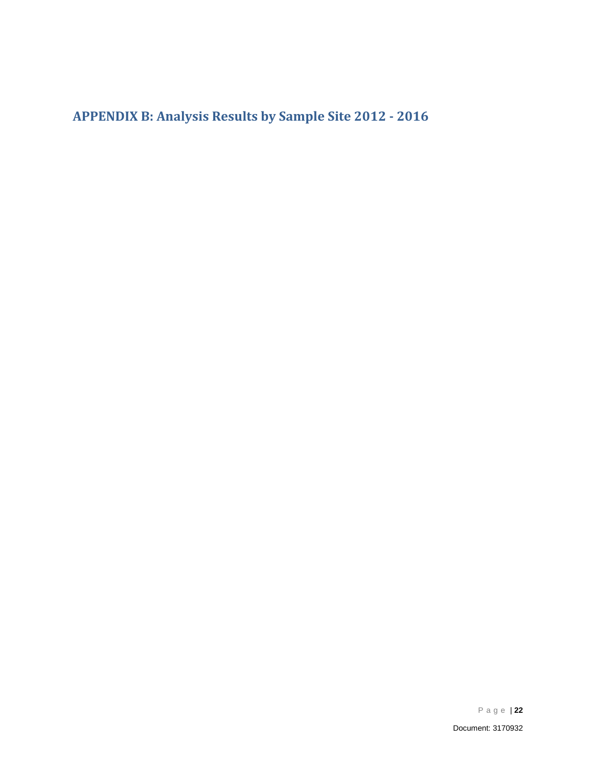## APPENDIX B: Analysis Results by Sample Site 2012 - 2016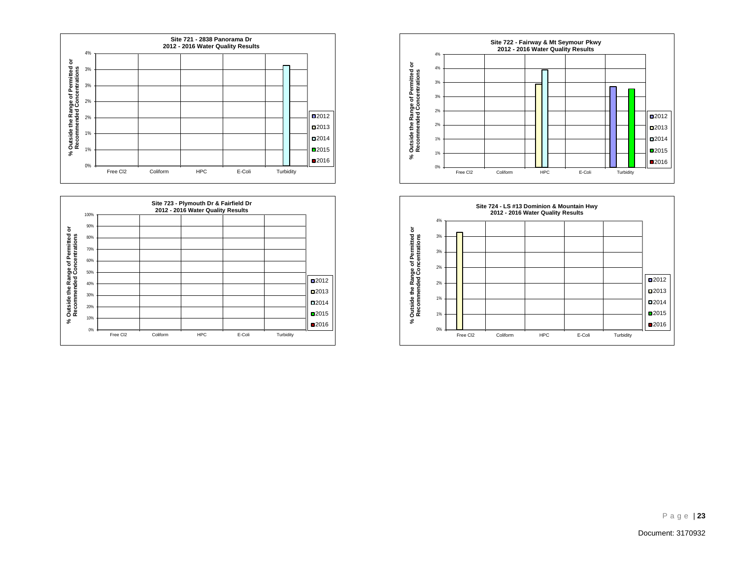**Site 721 - 2838 Panorama Dr**
**2012 - 2016 Water Quality Results**

% Outside the Range of Permitted or Recommended Concentrations

4%, 3%, 3%, 2%, 2%, 1%, 1%, 0%

Free Cl2 | Coliform | HPC | E-Coli | Turbidity

2012, 2013, 2014, 2015, 2016

**Site 722 - Fairway & Mt Seymour Pkwy**
**2012 - 2016 Water Quality Results**

% Outside the Range of Permitted or Recommended Concentrations

4%, 4%, 3%, 3%, 2%, 2%, 1%, 1%, 0%

Free Cl2 | Coliform | HPC | E-Coli | Turbidity

2012, 2013, 2014, 2015, 2016

**Site 723 - Plymouth Dr & Fairfield Dr**
**2012 - 2016 Water Quality Results**

% Outside the Range of Permitted or Recommended Concentrations

100%, 90%, 80%, 70%, 60%, 50%, 40%, 30%, 20%, 10%, 0%

Free Cl2 | Coliform | HPC | E-Coli | Turbidity

2012, 2013, 2014, 2015, 2016

**Site 724 - LS #13 Dominion & Mountain Hwy**
**2012 - 2016 Water Quality Results**

% Outside the Range of Permitted or Recommended Concentrations

4%, 3%, 3%, 2%, 2%, 1%, 1%, 0%

Free Cl2 | Coliform | HPC | E-Coli | Turbidity

2012, 2013, 2014, 2015, 2016

Document: 3170932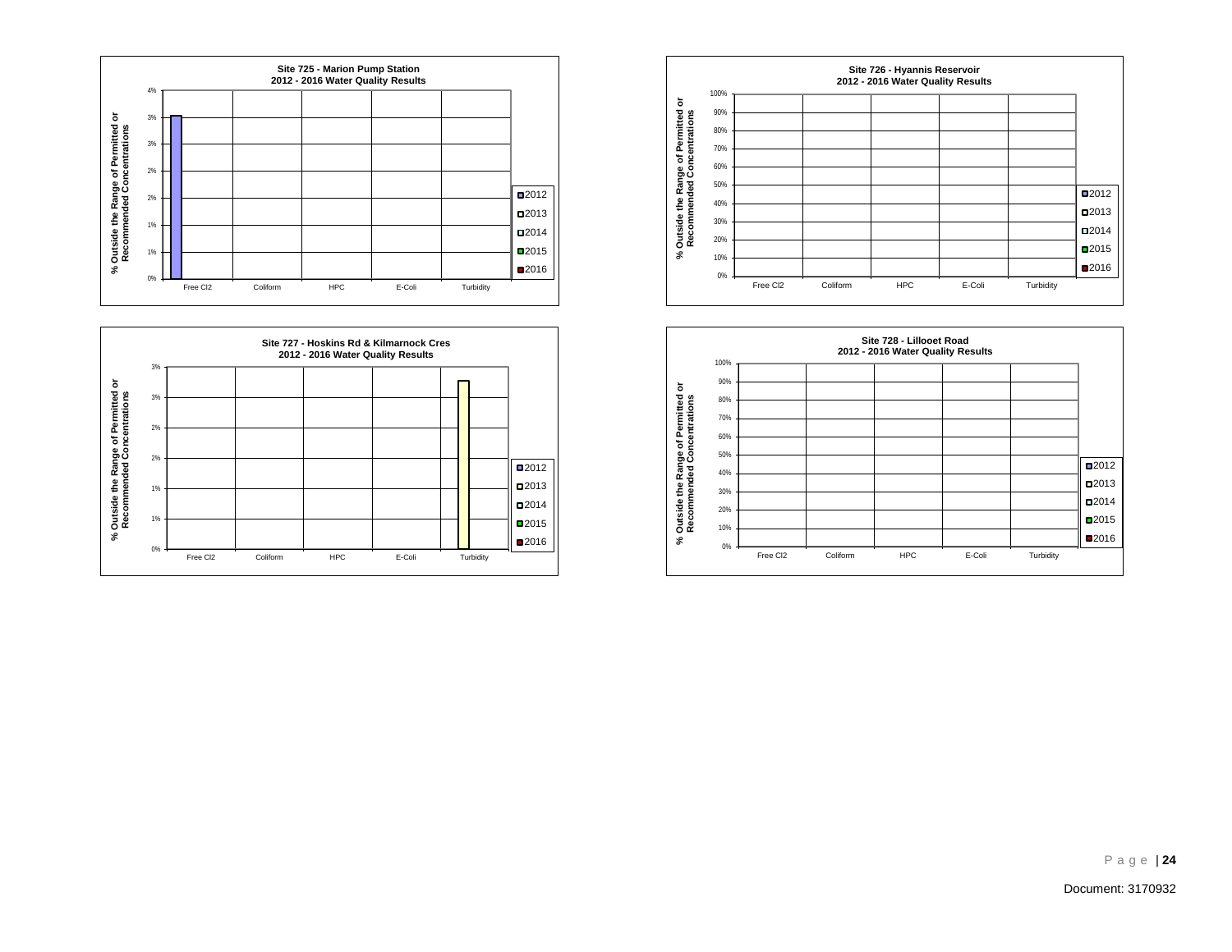**Site 725 - Marion Pump Station**
**2012 - 2016 Water Quality Results**

% Outside the Range of Permitted or Recommended Concentrations

4%, 3%, 3%, 2%, 2%, 1%, 1%, 0%

Free Cl2 | Coliform | HPC | E-Coli | Turbidity

2012 | 2013 | 2014 | 2015 | 2016

**Site 726 - Hyannis Reservoir**
**2012 - 2016 Water Quality Results**

% Outside the Range of Permitted or Recommended Concentrations

100%, 90%, 80%, 70%, 60%, 50%, 40%, 30%, 20%, 10%, 0%

Free Cl2 | Coliform | HPC | E-Coli | Turbidity

2012 | 2013 | 2014 | 2015 | 2016

**Site 727 - Hoskins Rd & Kilmarnock Cres**
**2012 - 2016 Water Quality Results**

% Outside the Range of Permitted or Recommended Concentrations

3%, 3%, 2%, 2%, 1%, 1%, 0%

Free Cl2 | Coliform | HPC | E-Coli | Turbidity

2012 | 2013 | 2014 | 2015 | 2016

**Site 728 - Lillooet Road**
**2012 - 2016 Water Quality Results**

% Outside the Range of Permitted or Recommended Concentrations

100%, 90%, 80%, 70%, 60%, 50%, 40%, 30%, 20%, 10%, 0%

Free Cl2 | Coliform | HPC | E-Coli | Turbidity

2012 | 2013 | 2014 | 2015 | 2016

Document: 3170932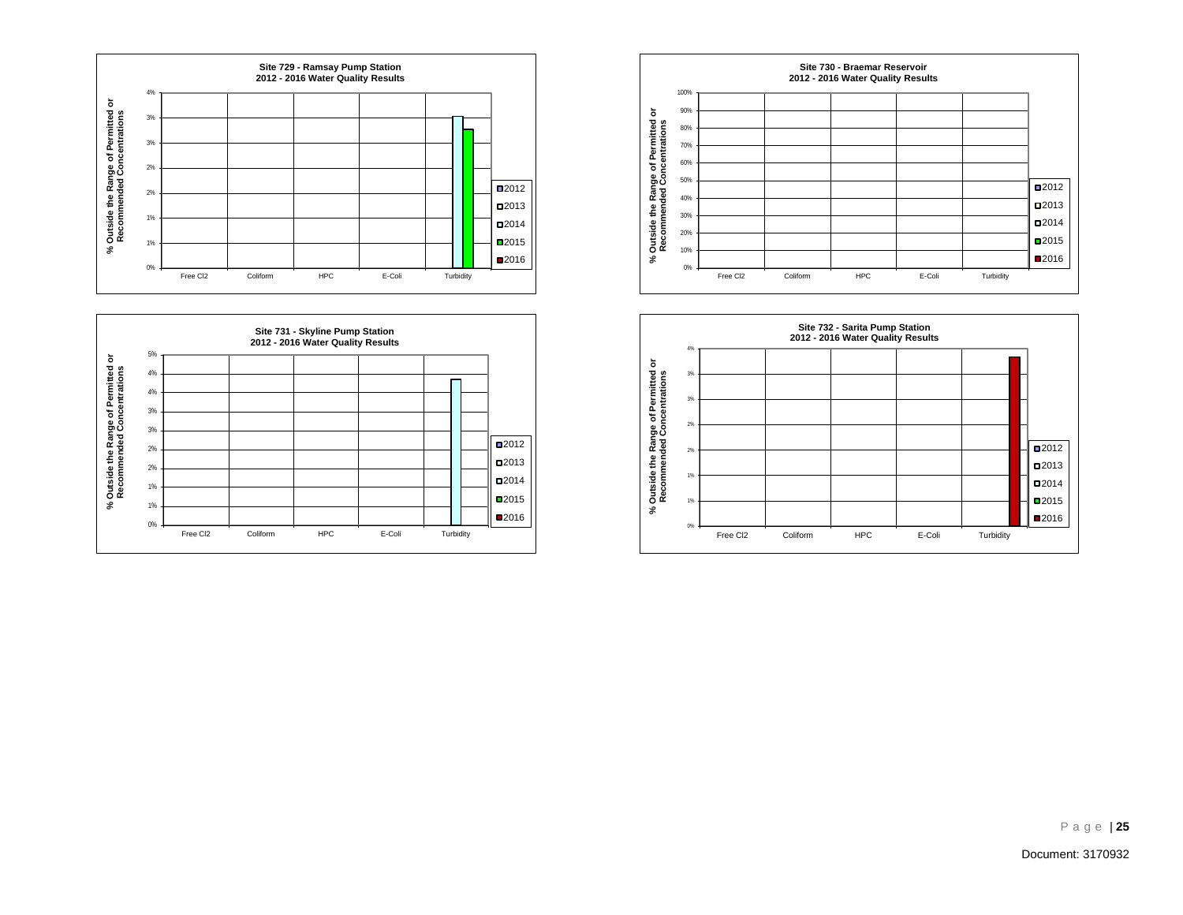**Site 729 - Ramsay Pump Station**
**2012 - 2016 Water Quality Results**

% Outside the Range of Permitted or Recommended Concentrations

4%, 3%, 3%, 2%, 2%, 1%, 1%, 0%

Free Cl2 | Coliform | HPC | E-Coli | Turbidity

2012, 2013, 2014, 2015, 2016

**Site 730 - Braemar Reservoir**
**2012 - 2016 Water Quality Results**

% Outside the Range of Permitted or Recommended Concentrations

100%, 90%, 80%, 70%, 60%, 50%, 40%, 30%, 20%, 10%, 0%

Free Cl2 | Coliform | HPC | E-Coli | Turbidity

2012, 2013, 2014, 2015, 2016

**Site 731 - Skyline Pump Station**
**2012 - 2016 Water Quality Results**

% Outside the Range of Permitted or Recommended Concentrations

5%, 4%, 4%, 3%, 3%, 2%, 2%, 1%, 1%, 0%

Free Cl2 | Coliform | HPC | E-Coli | Turbidity

2012, 2013, 2014, 2015, 2016

**Site 732 - Sarita Pump Station**
**2012 - 2016 Water Quality Results**

% Outside the Range of Permitted or Recommended Concentrations

4%, 3%, 3%, 2%, 2%, 1%, 1%, 0%

Free Cl2 | Coliform | HPC | E-Coli | Turbidity

2012, 2013, 2014, 2015, 2016

Document: 3170932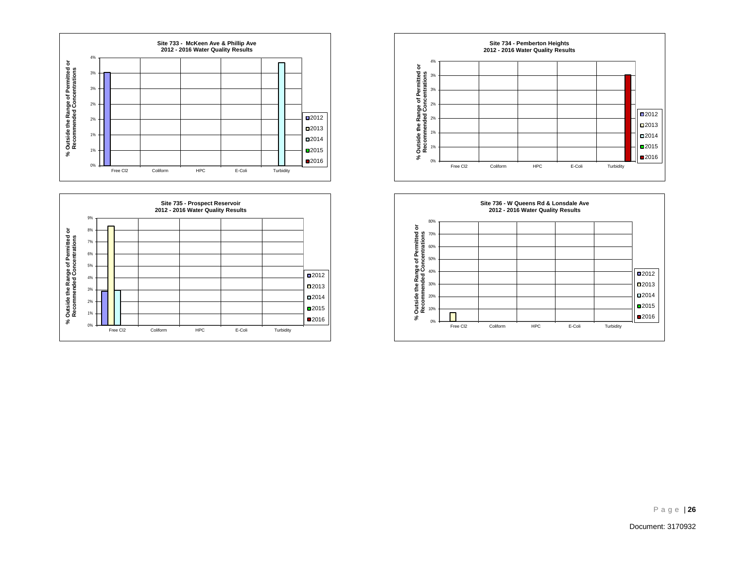**Site 733 - McKeen Ave & Phillip Ave**
**2012 - 2016 Water Quality Results**

% Outside the Range of Permitted or Recommended Concentrations

0% 1% 1% 2% 2% 3% 3% 4%

Free Cl2 Coliform HPC E-Coli Turbidity

2012 2013 2014 2015 2016

**Site 734 - Pemberton Heights**
**2012 - 2016 Water Quality Results**

% Outside the Range of Permitted or Recommended Concentrations

0% 1% 1% 2% 2% 3% 3% 4%

Free Cl2 Coliform HPC E-Coli Turbidity

2012 2013 2014 2015 2016

**Site 735 - Prospect Reservoir**
**2012 - 2016 Water Quality Results**

% Outside the Range of Permitted or Recommended Concentrations

0% 1% 2% 3% 4% 5% 6% 7% 8% 9%

Free Cl2 Coliform HPC E-Coli Turbidity

2012 2013 2014 2015 2016

**Site 736 - W Queens Rd & Lonsdale Ave**
**2012 - 2016 Water Quality Results**

% Outside the Range of Permitted or Recommended Concentrations

0% 10% 20% 30% 40% 50% 60% 70% 80%

Free Cl2 Coliform HPC E-Coli Turbidity

2012 2013 2014 2015 2016

Document: 3170932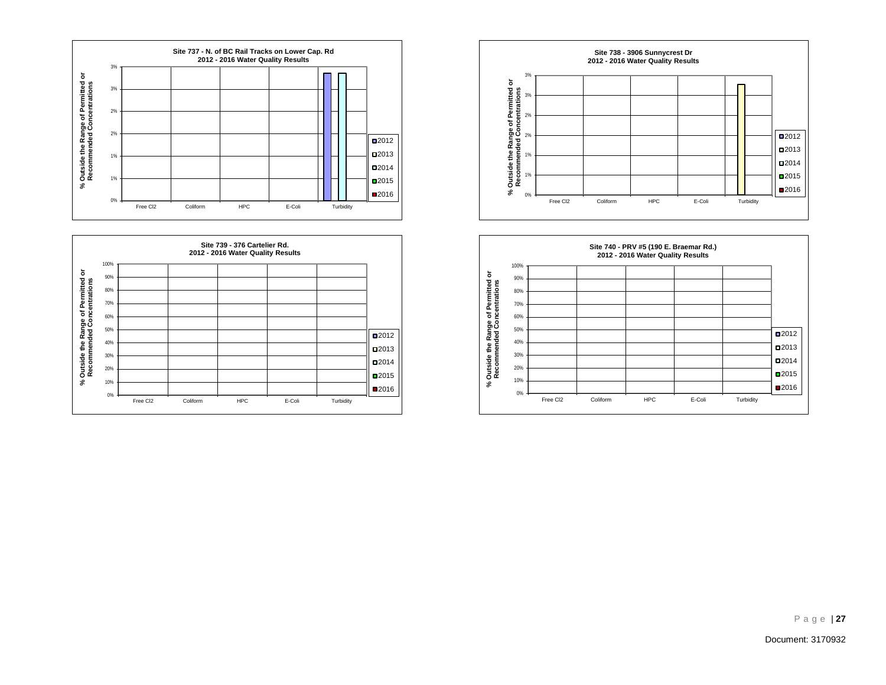**Site 737 - N. of BC Rail Tracks on Lower Cap. Rd**
**2012 - 2016 Water Quality Results**

% Outside the Range of Permitted or Recommended Concentrations

Free Cl2 | Coliform | HPC | E-Coli | Turbidity

Legend: 2012, 2013, 2014, 2015, 2016

**Site 738 - 3906 Sunnycrest Dr**
**2012 - 2016 Water Quality Results**

% Outside the Range of Permitted or Recommended Concentrations

Free Cl2 | Coliform | HPC | E-Coli | Turbidity

Legend: 2012, 2013, 2014, 2015, 2016

**Site 739 - 376 Cartelier Rd.**
**2012 - 2016 Water Quality Results**

% Outside the Range of Permitted or Recommended Concentrations

Free Cl2 | Coliform | HPC | E-Coli | Turbidity

Legend: 2012, 2013, 2014, 2015, 2016

**Site 740 - PRV #5 (190 E. Braemar Rd.)**
**2012 - 2016 Water Quality Results**

% Outside the Range of Permitted or Recommended Concentrations

Free Cl2 | Coliform | HPC | E-Coli | Turbidity

Legend: 2012, 2013, 2014, 2015, 2016

Document: 3170932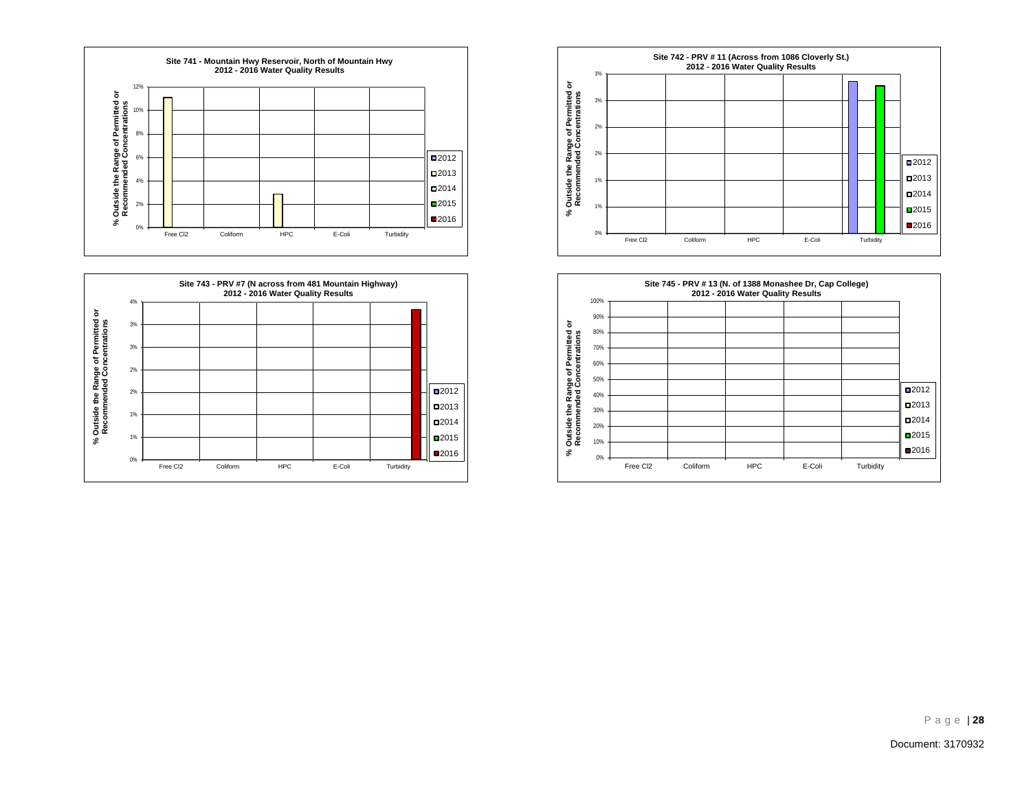**Site 741 - Mountain Hwy Reservoir, North of Mountain Hwy**
**2012 - 2016 Water Quality Results**

| | Free Cl2 | Coliform | HPC | E-Coli | Turbidity |
|---|---|---|---|---|---|
| 2013 | ~11% | | ~3% | | |

Y-axis: % Outside the Range of Permitted or Recommended Concentrations (0%–12%)
Legend: 2012, 2013, 2014, 2015, 2016

**Site 742 - PRV # 11 (Across from 1086 Cloverly St.)**
**2012 - 2016 Water Quality Results**

| | Free Cl2 | Coliform | HPC | E-Coli | Turbidity |
|---|---|---|---|---|---|
| 2012 | | | | | bar |
| 2015 | | | | | bar |

Y-axis: % Outside the Range of Permitted or Recommended Concentrations (0%–3%)
Legend: 2012, 2013, 2014, 2015, 2016

**Site 743 - PRV #7 (N across from 481 Mountain Highway)**
**2012 - 2016 Water Quality Results**

| | Free Cl2 | Coliform | HPC | E-Coli | Turbidity |
|---|---|---|---|---|---|
| 2016 | | | | | bar |

Y-axis: % Outside the Range of Permitted or Recommended Concentrations (0%–4%)
Legend: 2012, 2013, 2014, 2015, 2016

**Site 745 - PRV # 13 (N. of 1388 Monashee Dr, Cap College)**
**2012 - 2016 Water Quality Results**

Categories: Free Cl2, Coliform, HPC, E-Coli, Turbidity (no bars shown)

Y-axis: % Outside the Range of Permitted or Recommended Concentrations (0%–100%)
Legend: 2012, 2013, 2014, 2015, 2016

Document: 3170932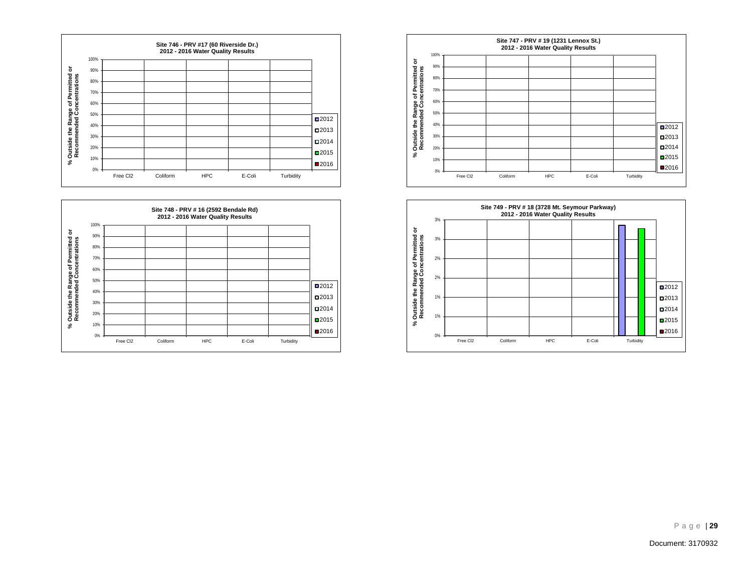**Site 746 - PRV #17 (60 Riverside Dr.)**
**2012 - 2016 Water Quality Results**

% Outside the Range of Permitted or Recommended Concentrations

100%, 90%, 80%, 70%, 60%, 50%, 40%, 30%, 20%, 10%, 0%

Free Cl2 | Coliform | HPC | E-Coli | Turbidity

2012, 2013, 2014, 2015, 2016

**Site 747 - PRV # 19 (1231 Lennox St.)**
**2012 - 2016 Water Quality Results**

% Outside the Range of Permitted or Recommended Concentrations

100%, 90%, 80%, 70%, 60%, 50%, 40%, 30%, 20%, 10%, 0%

Free Cl2 | Coliform | HPC | E-Coli | Turbidity

2012, 2013, 2014, 2015, 2016

**Site 748 - PRV # 16 (2592 Bendale Rd)**
**2012 - 2016 Water Quality Results**

% Outside the Range of Permitted or Recommended Concentrations

100%, 90%, 80%, 70%, 60%, 50%, 40%, 30%, 20%, 10%, 0%

Free Cl2 | Coliform | HPC | E-Coli | Turbidity

2012, 2013, 2014, 2015, 2016

**Site 749 - PRV # 18 (3728 Mt. Seymour Parkway)**
**2012 - 2016 Water Quality Results**

% Outside the Range of Permitted or Recommended Concentrations

3%, 3%, 2%, 2%, 1%, 1%, 0%

Free Cl2 | Coliform | HPC | E-Coli | Turbidity

2012, 2013, 2014, 2015, 2016

Document: 3170932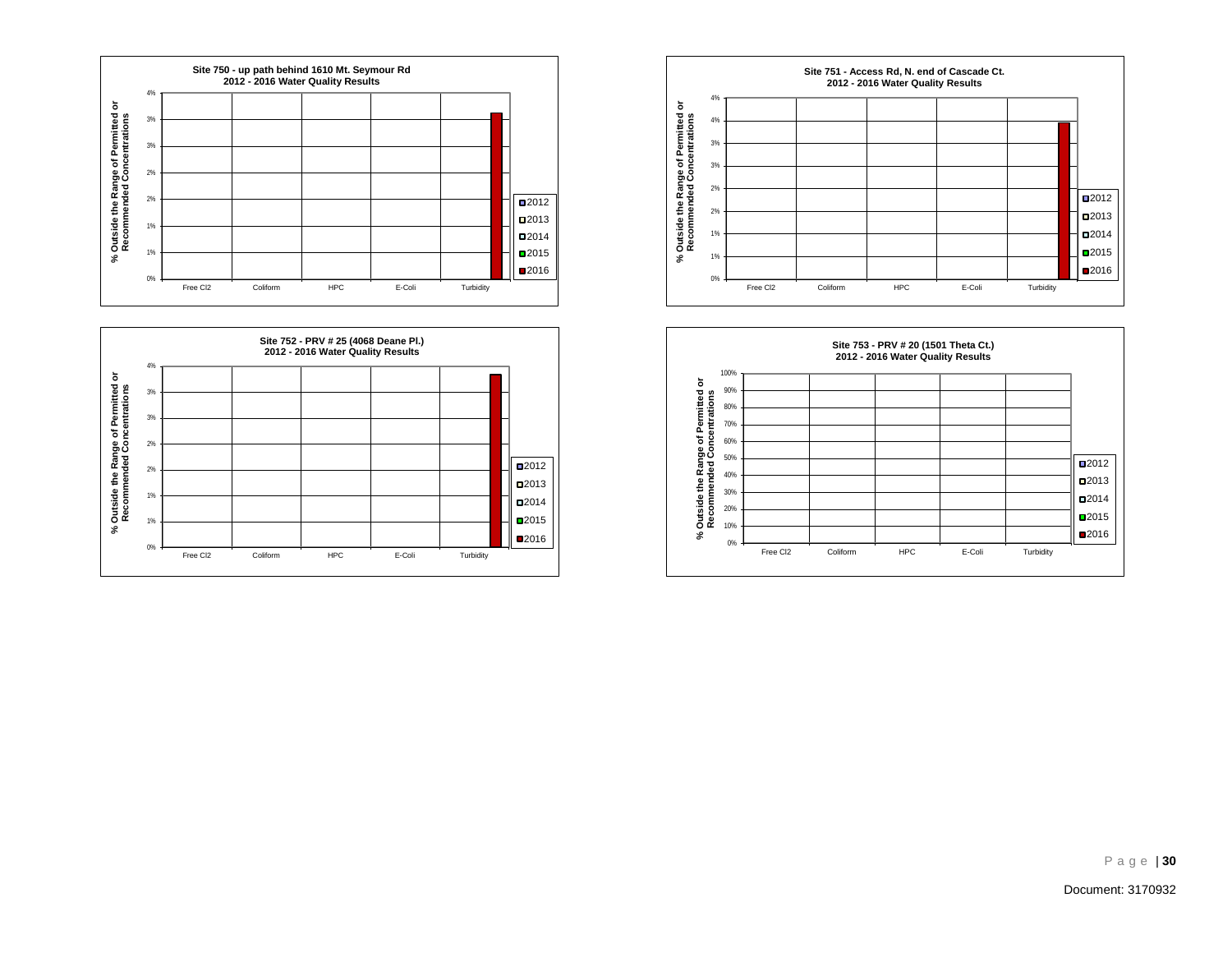**Site 750 - up path behind 1610 Mt. Seymour Rd**
**2012 - 2016 Water Quality Results**

% Outside the Range of Permitted or Recommended Concentrations

4%, 3%, 3%, 2%, 2%, 1%, 1%, 0%

Free Cl2, Coliform, HPC, E-Coli, Turbidity

2012, 2013, 2014, 2015, 2016

**Site 751 - Access Rd, N. end of Cascade Ct.**
**2012 - 2016 Water Quality Results**

% Outside the Range of Permitted or Recommended Concentrations

4%, 4%, 3%, 3%, 2%, 2%, 1%, 1%, 0%

Free Cl2, Coliform, HPC, E-Coli, Turbidity

2012, 2013, 2014, 2015, 2016

**Site 752 - PRV # 25 (4068 Deane Pl.)**
**2012 - 2016 Water Quality Results**

% Outside the Range of Permitted or Recommended Concentrations

4%, 3%, 3%, 2%, 2%, 1%, 1%, 0%

Free Cl2, Coliform, HPC, E-Coli, Turbidity

2012, 2013, 2014, 2015, 2016

**Site 753 - PRV # 20 (1501 Theta Ct.)**
**2012 - 2016 Water Quality Results**

% Outside the Range of Permitted or Recommended Concentrations

100%, 90%, 80%, 70%, 60%, 50%, 40%, 30%, 20%, 10%, 0%

Free Cl2, Coliform, HPC, E-Coli, Turbidity

2012, 2013, 2014, 2015, 2016

Document: 3170932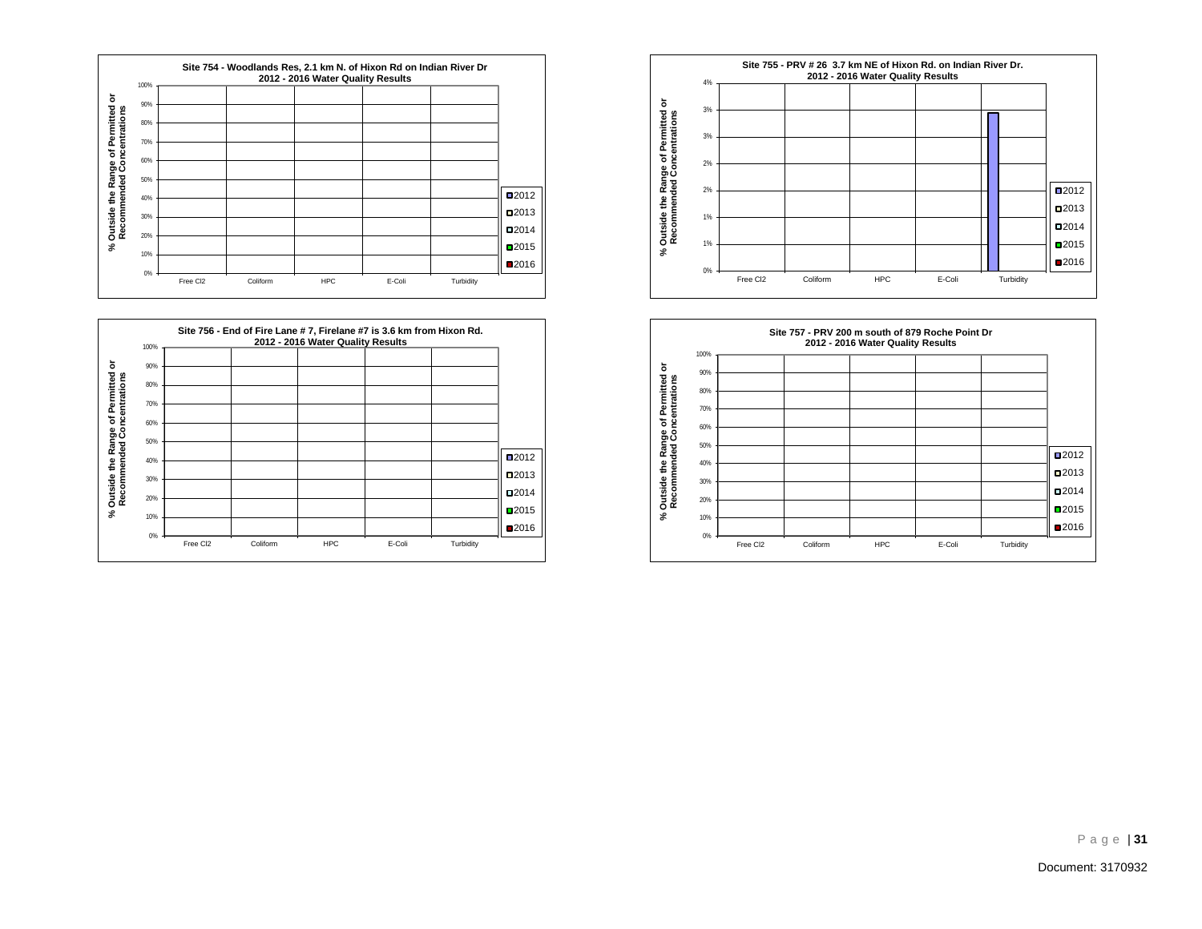**Site 754 - Woodlands Res, 2.1 km N. of Hixon Rd on Indian River Dr**
**2012 - 2016 Water Quality Results**

% Outside the Range of Permitted or Recommended Concentrations

100%, 90%, 80%, 70%, 60%, 50%, 40%, 30%, 20%, 10%, 0%

Free Cl2 | Coliform | HPC | E-Coli | Turbidity

2012, 2013, 2014, 2015, 2016

**Site 755 - PRV # 26 3.7 km NE of Hixon Rd. on Indian River Dr.**
**2012 - 2016 Water Quality Results**

% Outside the Range of Permitted or Recommended Concentrations

4%, 3%, 3%, 2%, 2%, 1%, 1%, 0%

Free Cl2 | Coliform | HPC | E-Coli | Turbidity

2012, 2013, 2014, 2015, 2016

**Site 756 - End of Fire Lane # 7, Firelane #7 is 3.6 km from Hixon Rd.**
**2012 - 2016 Water Quality Results**

% Outside the Range of Permitted or Recommended Concentrations

100%, 90%, 80%, 70%, 60%, 50%, 40%, 30%, 20%, 10%, 0%

Free Cl2 | Coliform | HPC | E-Coli | Turbidity

2012, 2013, 2014, 2015, 2016

**Site 757 - PRV 200 m south of 879 Roche Point Dr**
**2012 - 2016 Water Quality Results**

% Outside the Range of Permitted or Recommended Concentrations

100%, 90%, 80%, 70%, 60%, 50%, 40%, 30%, 20%, 10%, 0%

Free Cl2 | Coliform | HPC | E-Coli | Turbidity

2012, 2013, 2014, 2015, 2016

Document: 3170932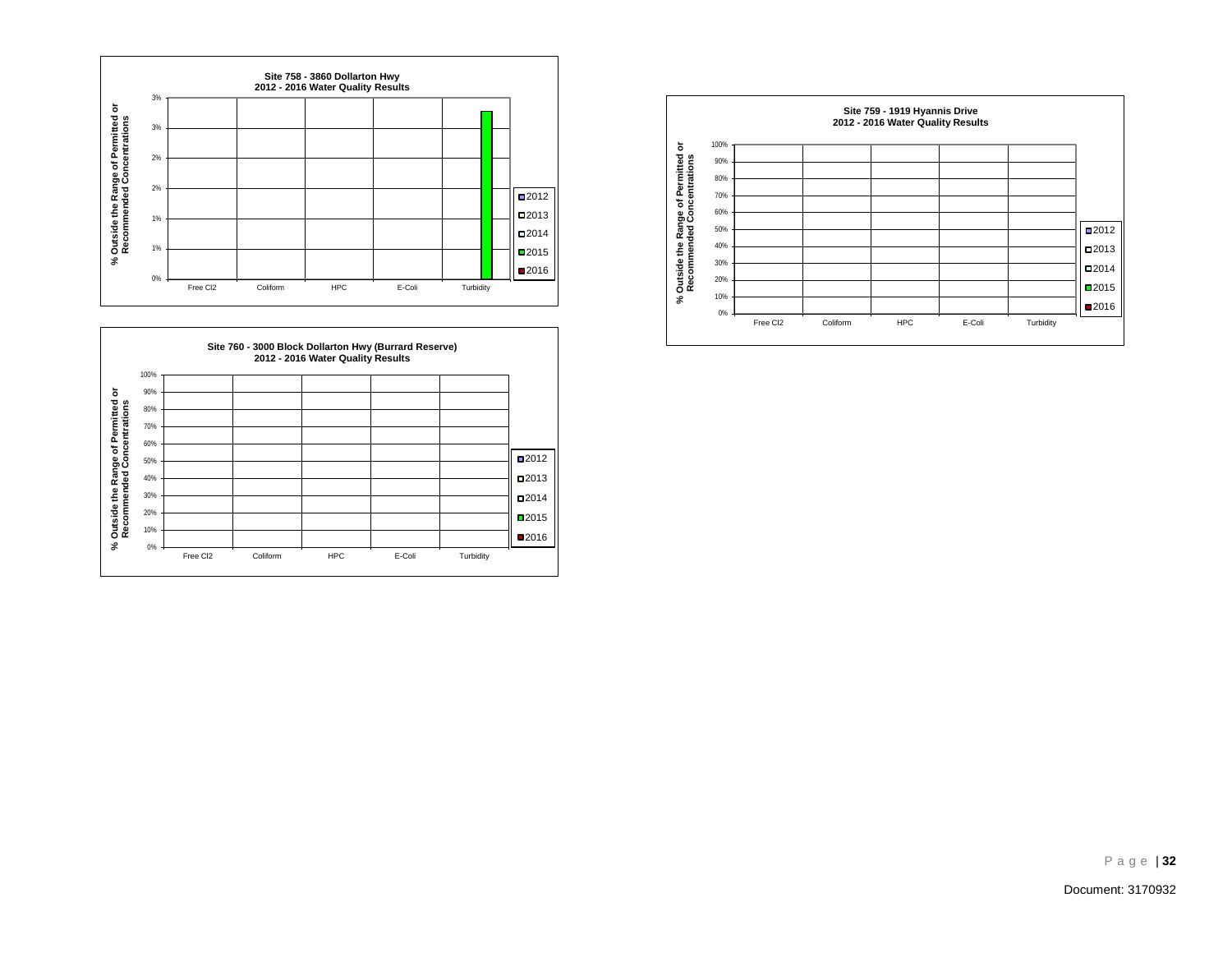**Site 758 - 3860 Dollarton Hwy**
**2012 - 2016 Water Quality Results**

% Outside the Range of Permitted or Recommended Concentrations

3%, 3%, 2%, 2%, 1%, 1%, 0%

Free Cl2 | Coliform | HPC | E-Coli | Turbidity

2012, 2013, 2014, 2015, 2016

**Site 759 - 1919 Hyannis Drive**
**2012 - 2016 Water Quality Results**

% Outside the Range of Permitted or Recommended Concentrations

100%, 90%, 80%, 70%, 60%, 50%, 40%, 30%, 20%, 10%, 0%

Free Cl2 | Coliform | HPC | E-Coli | Turbidity

2012, 2013, 2014, 2015, 2016

**Site 760 - 3000 Block Dollarton Hwy (Burrard Reserve)**
**2012 - 2016 Water Quality Results**

% Outside the Range of Permitted or Recommended Concentrations

100%, 90%, 80%, 70%, 60%, 50%, 40%, 30%, 20%, 10%, 0%

Free Cl2 | Coliform | HPC | E-Coli | Turbidity

2012, 2013, 2014, 2015, 2016

Document: 3170932